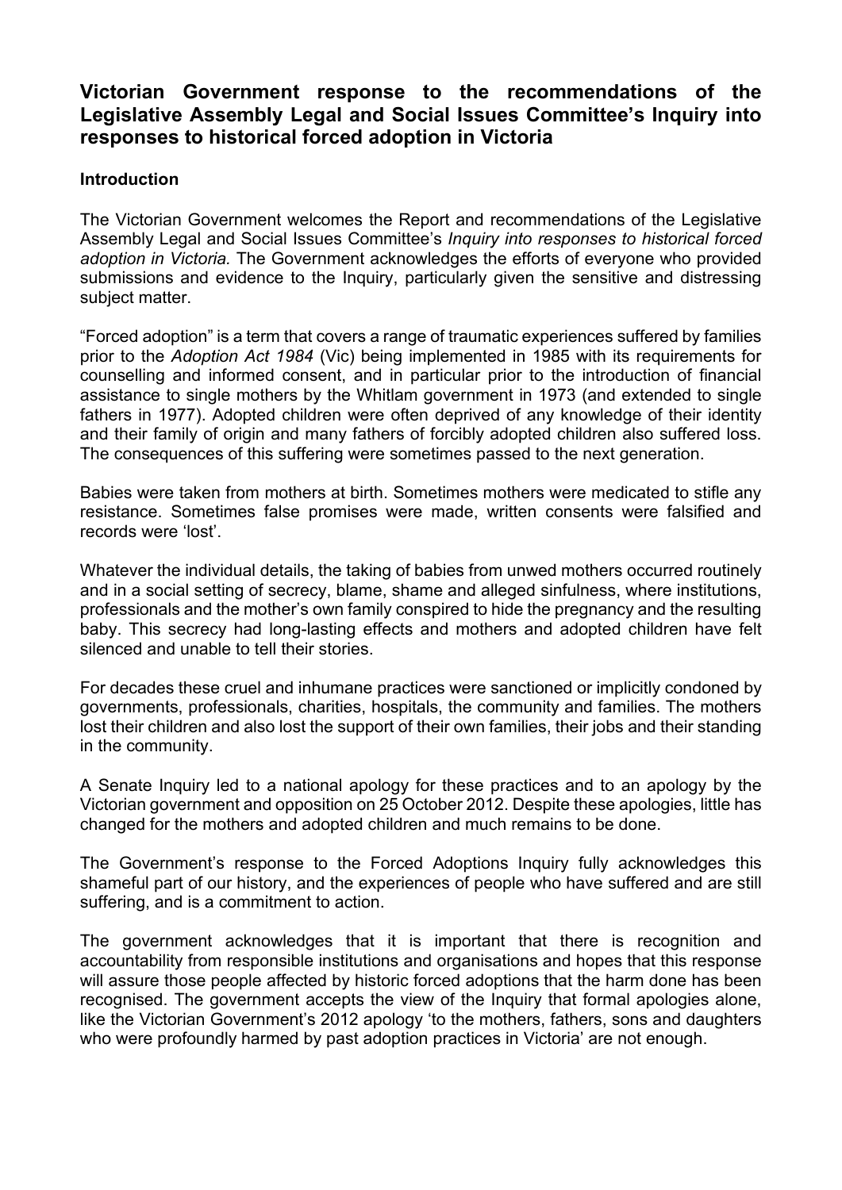# Victorian Government response to the recommendations of the Legislative Assembly Legal and Social Issues Committee's Inquiry into responses to historical forced adoption in Victoria

## Introduction

The Victorian Government welcomes the Report and recommendations of the Legislative Assembly Legal and Social Issues Committee's *Inquiry into responses to historical forced adoption in Victoria.* The Government acknowledges the efforts of everyone who provided submissions and evidence to the Inquiry, particularly given the sensitive and distressing subject matter.

"Forced adoption" is a term that covers a range of traumatic experiences suffered by families prior to the *Adoption Act 1984* (Vic) being implemented in 1985 with its requirements for counselling and informed consent, and in particular prior to the introduction of financial assistance to single mothers by the Whitlam government in 1973 (and extended to single fathers in 1977). Adopted children were often deprived of any knowledge of their identity and their family of origin and many fathers of forcibly adopted children also suffered loss. The consequences of this suffering were sometimes passed to the next generation.

Babies were taken from mothers at birth. Sometimes mothers were medicated to stifle any resistance. Sometimes false promises were made, written consents were falsified and records were 'lost'.

Whatever the individual details, the taking of babies from unwed mothers occurred routinely and in a social setting of secrecy, blame, shame and alleged sinfulness, where institutions, professionals and the mother's own family conspired to hide the pregnancy and the resulting baby. This secrecy had long-lasting effects and mothers and adopted children have felt silenced and unable to tell their stories.

For decades these cruel and inhumane practices were sanctioned or implicitly condoned by governments, professionals, charities, hospitals, the community and families. The mothers lost their children and also lost the support of their own families, their jobs and their standing in the community.

A Senate Inquiry led to a national apology for these practices and to an apology by the Victorian government and opposition on 25 October 2012. Despite these apologies, little has changed for the mothers and adopted children and much remains to be done.

The Government's response to the Forced Adoptions Inquiry fully acknowledges this shameful part of our history, and the experiences of people who have suffered and are still suffering, and is a commitment to action.

The government acknowledges that it is important that there is recognition and accountability from responsible institutions and organisations and hopes that this response will assure those people affected by historic forced adoptions that the harm done has been recognised. The government accepts the view of the Inquiry that formal apologies alone, like the Victorian Government's 2012 apology 'to the mothers, fathers, sons and daughters who were profoundly harmed by past adoption practices in Victoria' are not enough.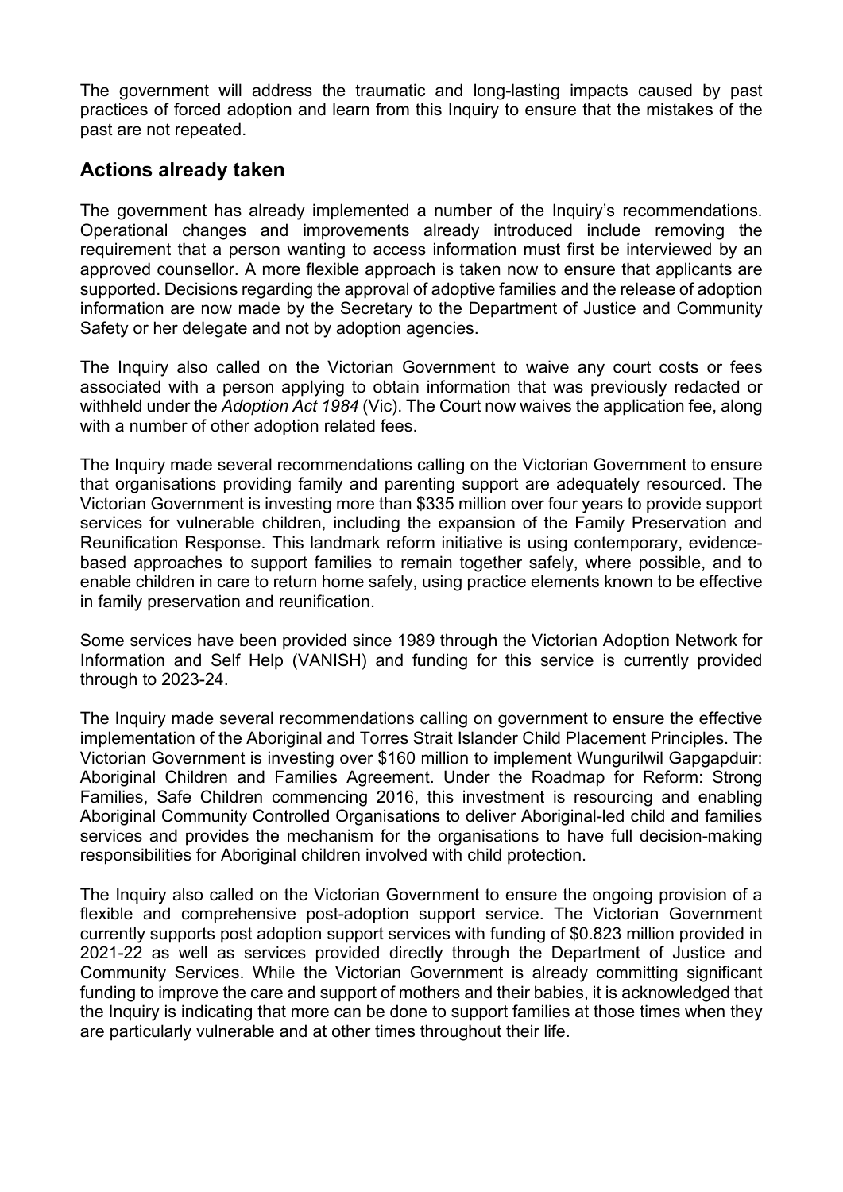The government will address the traumatic and long-lasting impacts caused by past practices of forced adoption and learn from this Inquiry to ensure that the mistakes of the past are not repeated.

## Actions already taken

The government has already implemented a number of the Inquiry's recommendations. Operational changes and improvements already introduced include removing the requirement that a person wanting to access information must first be interviewed by an approved counsellor. A more flexible approach is taken now to ensure that applicants are supported. Decisions regarding the approval of adoptive families and the release of adoption information are now made by the Secretary to the Department of Justice and Community Safety or her delegate and not by adoption agencies.

The Inquiry also called on the Victorian Government to waive any court costs or fees associated with a person applying to obtain information that was previously redacted or withheld under the *Adoption Act 1984* (Vic). The Court now waives the application fee, along with a number of other adoption related fees.

The Inquiry made several recommendations calling on the Victorian Government to ensure that organisations providing family and parenting support are adequately resourced. The Victorian Government is investing more than $335 million over four years to provide support services for vulnerable children, including the expansion of the Family Preservation and Reunification Response. This landmark reform initiative is using contemporary, evidence-based approaches to support families to remain together safely, where possible, and to enable children in care to return home safely, using practice elements known to be effective in family preservation and reunification.

Some services have been provided since 1989 through the Victorian Adoption Network for Information and Self Help (VANISH) and funding for this service is currently provided through to 2023-24.

The Inquiry made several recommendations calling on government to ensure the effective implementation of the Aboriginal and Torres Strait Islander Child Placement Principles. The Victorian Government is investing over $160 million to implement Wungurilwil Gapgapduir: Aboriginal Children and Families Agreement. Under the Roadmap for Reform: Strong Families, Safe Children commencing 2016, this investment is resourcing and enabling Aboriginal Community Controlled Organisations to deliver Aboriginal-led child and families services and provides the mechanism for the organisations to have full decision-making responsibilities for Aboriginal children involved with child protection.

The Inquiry also called on the Victorian Government to ensure the ongoing provision of a flexible and comprehensive post-adoption support service. The Victorian Government currently supports post adoption support services with funding of $0.823 million provided in 2021-22 as well as services provided directly through the Department of Justice and Community Services. While the Victorian Government is already committing significant funding to improve the care and support of mothers and their babies, it is acknowledged that the Inquiry is indicating that more can be done to support families at those times when they are particularly vulnerable and at other times throughout their life.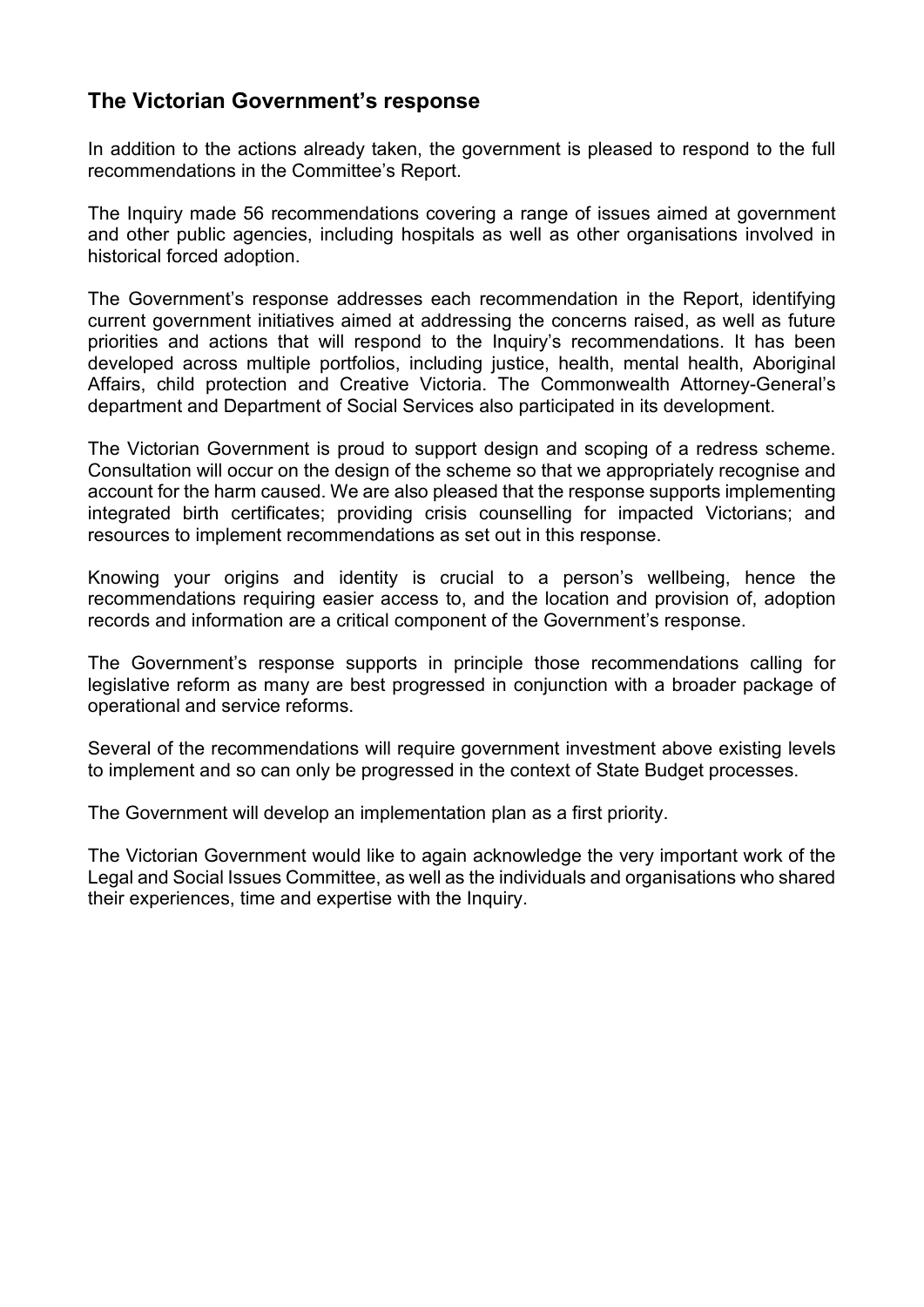## The Victorian Government's response

In addition to the actions already taken, the government is pleased to respond to the full recommendations in the Committee's Report.

The Inquiry made 56 recommendations covering a range of issues aimed at government and other public agencies, including hospitals as well as other organisations involved in historical forced adoption.

The Government's response addresses each recommendation in the Report, identifying current government initiatives aimed at addressing the concerns raised, as well as future priorities and actions that will respond to the Inquiry's recommendations. It has been developed across multiple portfolios, including justice, health, mental health, Aboriginal Affairs, child protection and Creative Victoria. The Commonwealth Attorney-General's department and Department of Social Services also participated in its development.

The Victorian Government is proud to support design and scoping of a redress scheme. Consultation will occur on the design of the scheme so that we appropriately recognise and account for the harm caused. We are also pleased that the response supports implementing integrated birth certificates; providing crisis counselling for impacted Victorians; and resources to implement recommendations as set out in this response.

Knowing your origins and identity is crucial to a person's wellbeing, hence the recommendations requiring easier access to, and the location and provision of, adoption records and information are a critical component of the Government's response.

The Government's response supports in principle those recommendations calling for legislative reform as many are best progressed in conjunction with a broader package of operational and service reforms.

Several of the recommendations will require government investment above existing levels to implement and so can only be progressed in the context of State Budget processes.

The Government will develop an implementation plan as a first priority.

The Victorian Government would like to again acknowledge the very important work of the Legal and Social Issues Committee, as well as the individuals and organisations who shared their experiences, time and expertise with the Inquiry.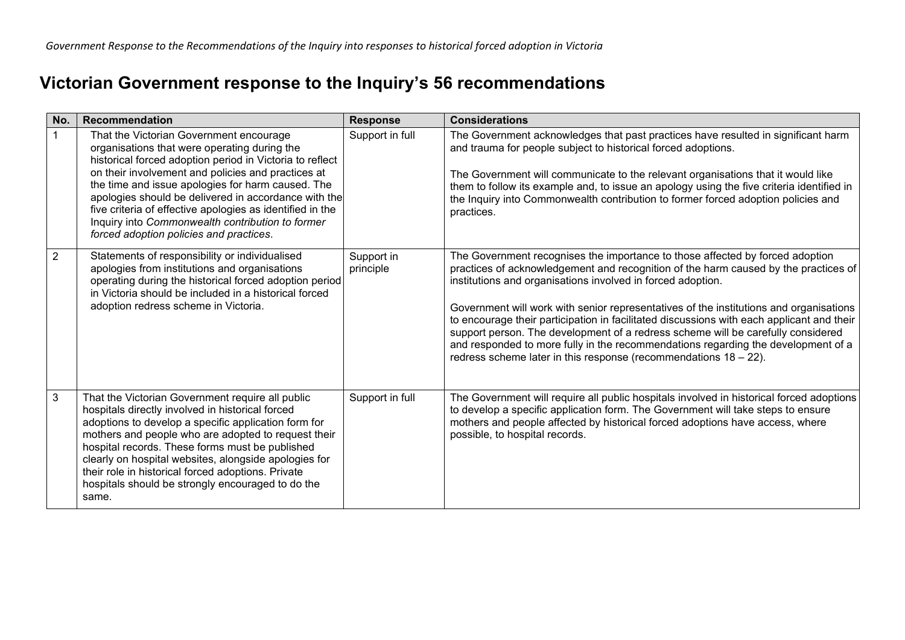# Victorian Government response to the Inquiry's 56 recommendations

| No. | Recommendation | Response | Considerations |
|---|---|---|---|
| 1 | That the Victorian Government encourage organisations that were operating during the historical forced adoption period in Victoria to reflect on their involvement and policies and practices at the time and issue apologies for harm caused. The apologies should be delivered in accordance with the five criteria of effective apologies as identified in the Inquiry into *Commonwealth contribution to former forced adoption policies and practices*. | Support in full | The Government acknowledges that past practices have resulted in significant harm and trauma for people subject to historical forced adoptions.<br><br>The Government will communicate to the relevant organisations that it would like them to follow its example and, to issue an apology using the five criteria identified in the Inquiry into Commonwealth contribution to former forced adoption policies and practices. |
| 2 | Statements of responsibility or individualised apologies from institutions and organisations operating during the historical forced adoption period in Victoria should be included in a historical forced adoption redress scheme in Victoria. | Support in principle | The Government recognises the importance to those affected by forced adoption practices of acknowledgement and recognition of the harm caused by the practices of institutions and organisations involved in forced adoption.<br><br>Government will work with senior representatives of the institutions and organisations to encourage their participation in facilitated discussions with each applicant and their support person. The development of a redress scheme will be carefully considered and responded to more fully in the recommendations regarding the development of a redress scheme later in this response (recommendations 18 – 22). |
| 3 | That the Victorian Government require all public hospitals directly involved in historical forced adoptions to develop a specific application form for mothers and people who are adopted to request their hospital records. These forms must be published clearly on hospital websites, alongside apologies for their role in historical forced adoptions. Private hospitals should be strongly encouraged to do the same. | Support in full | The Government will require all public hospitals involved in historical forced adoptions to develop a specific application form. The Government will take steps to ensure mothers and people affected by historical forced adoptions have access, where possible, to hospital records. |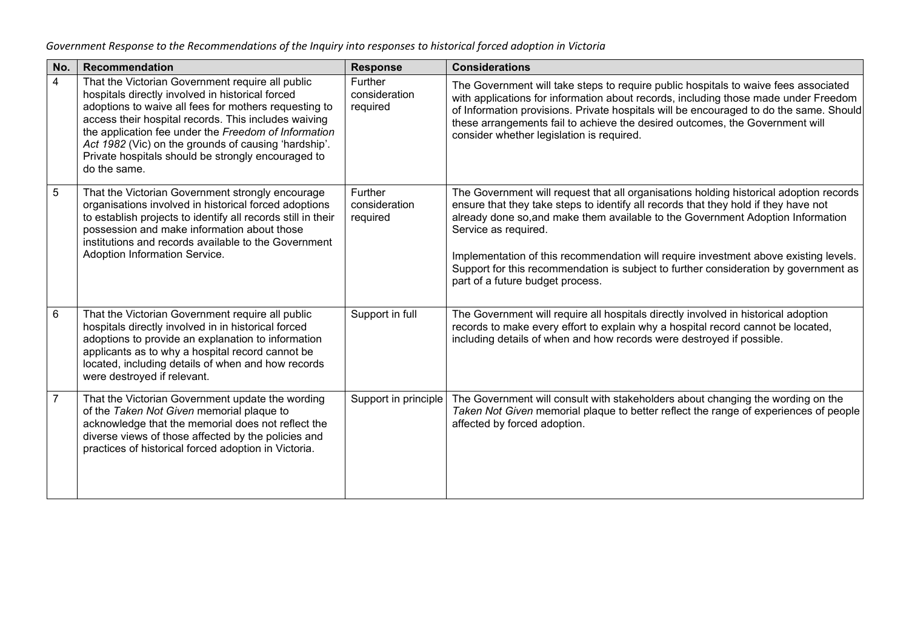*Government Response to the Recommendations of the Inquiry into responses to historical forced adoption in Victoria*

| No. | Recommendation | Response | Considerations |
|---|---|---|---|
| 4 | That the Victorian Government require all public hospitals directly involved in historical forced adoptions to waive all fees for mothers requesting to access their hospital records. This includes waiving the application fee under the *Freedom of Information Act 1982* (Vic) on the grounds of causing 'hardship'. Private hospitals should be strongly encouraged to do the same. | Further consideration required | The Government will take steps to require public hospitals to waive fees associated with applications for information about records, including those made under Freedom of Information provisions. Private hospitals will be encouraged to do the same. Should these arrangements fail to achieve the desired outcomes, the Government will consider whether legislation is required. |
| 5 | That the Victorian Government strongly encourage organisations involved in historical forced adoptions to establish projects to identify all records still in their possession and make information about those institutions and records available to the Government Adoption Information Service. | Further consideration required | The Government will request that all organisations holding historical adoption records ensure that they take steps to identify all records that they hold if they have not already done so,and make them available to the Government Adoption Information Service as required.<br><br>Implementation of this recommendation will require investment above existing levels. Support for this recommendation is subject to further consideration by government as part of a future budget process. |
| 6 | That the Victorian Government require all public hospitals directly involved in in historical forced adoptions to provide an explanation to information applicants as to why a hospital record cannot be located, including details of when and how records were destroyed if relevant. | Support in full | The Government will require all hospitals directly involved in historical adoption records to make every effort to explain why a hospital record cannot be located, including details of when and how records were destroyed if possible. |
| 7 | That the Victorian Government update the wording of the *Taken Not Given* memorial plaque to acknowledge that the memorial does not reflect the diverse views of those affected by the policies and practices of historical forced adoption in Victoria. | Support in principle | The Government will consult with stakeholders about changing the wording on the *Taken Not Given* memorial plaque to better reflect the range of experiences of people affected by forced adoption. |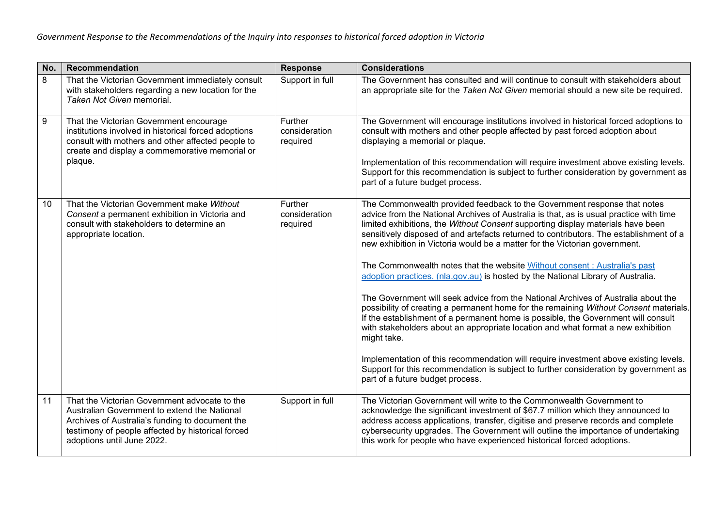| No. | Recommendation | Response | Considerations |
|---|---|---|---|
| 8 | That the Victorian Government immediately consult with stakeholders regarding a new location for the *Taken Not Given* memorial. | Support in full | The Government has consulted and will continue to consult with stakeholders about an appropriate site for the *Taken Not Given* memorial should a new site be required. |
| 9 | That the Victorian Government encourage institutions involved in historical forced adoptions consult with mothers and other affected people to create and display a commemorative memorial or plaque. | Further consideration required | The Government will encourage institutions involved in historical forced adoptions to consult with mothers and other people affected by past forced adoption about displaying a memorial or plaque.<br><br>Implementation of this recommendation will require investment above existing levels. Support for this recommendation is subject to further consideration by government as part of a future budget process. |
| 10 | That the Victorian Government make *Without Consent* a permanent exhibition in Victoria and consult with stakeholders to determine an appropriate location. | Further consideration required | The Commonwealth provided feedback to the Government response that notes advice from the National Archives of Australia is that, as is usual practice with time limited exhibitions, the *Without Consent* supporting display materials have been sensitively disposed of and artefacts returned to contributors. The establishment of a new exhibition in Victoria would be a matter for the Victorian government.<br><br>The Commonwealth notes that the website [Without consent : Australia's past adoption practices. (nla.gov.au)] is hosted by the National Library of Australia.<br><br>The Government will seek advice from the National Archives of Australia about the possibility of creating a permanent home for the remaining *Without Consent* materials. If the establishment of a permanent home is possible, the Government will consult with stakeholders about an appropriate location and what format a new exhibition might take.<br><br>Implementation of this recommendation will require investment above existing levels. Support for this recommendation is subject to further consideration by government as part of a future budget process. |
| 11 | That the Victorian Government advocate to the Australian Government to extend the National Archives of Australia's funding to document the testimony of people affected by historical forced adoptions until June 2022. | Support in full | The Victorian Government will write to the Commonwealth Government to acknowledge the significant investment of $67.7 million which they announced to address access applications, transfer, digitise and preserve records and complete cybersecurity upgrades. The Government will outline the importance of undertaking this work for people who have experienced historical forced adoptions. |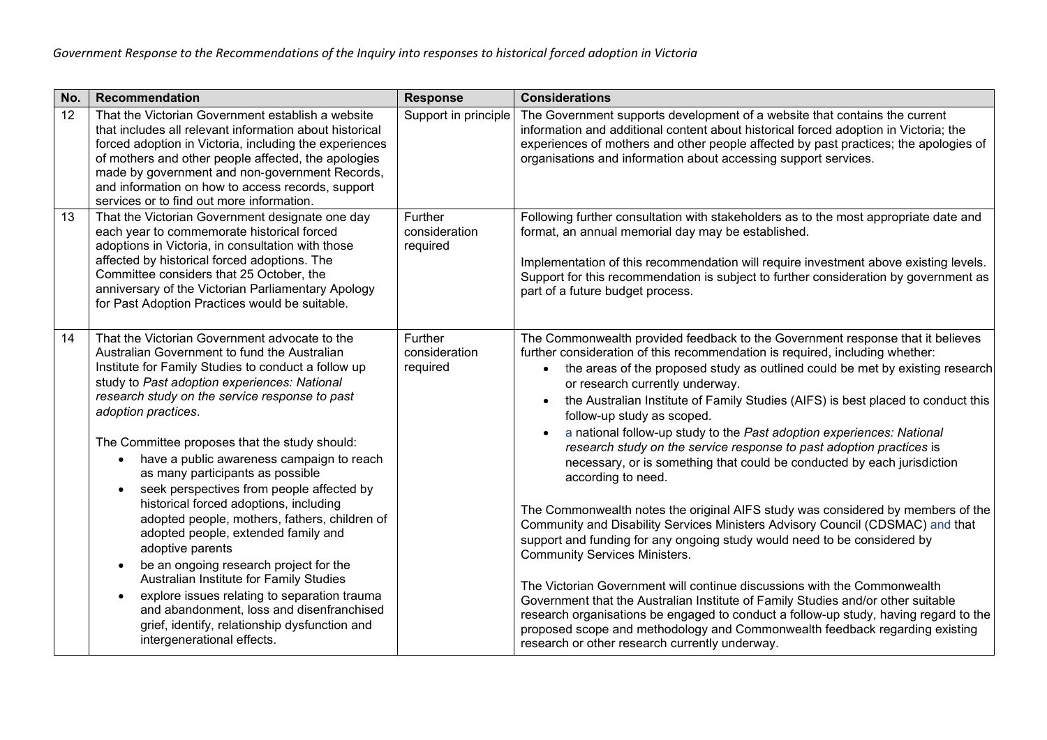| No. | Recommendation | Response | Considerations |
|---|---|---|---|
| 12 | That the Victorian Government establish a website that includes all relevant information about historical forced adoption in Victoria, including the experiences of mothers and other people affected, the apologies made by government and non-government Records, and information on how to access records, support services or to find out more information. | Support in principle | The Government supports development of a website that contains the current information and additional content about historical forced adoption in Victoria; the experiences of mothers and other people affected by past practices; the apologies of organisations and information about accessing support services. |
| 13 | That the Victorian Government designate one day each year to commemorate historical forced adoptions in Victoria, in consultation with those affected by historical forced adoptions. The Committee considers that 25 October, the anniversary of the Victorian Parliamentary Apology for Past Adoption Practices would be suitable. | Further consideration required | Following further consultation with stakeholders as to the most appropriate date and format, an annual memorial day may be established.<br><br>Implementation of this recommendation will require investment above existing levels. Support for this recommendation is subject to further consideration by government as part of a future budget process. |
| 14 | That the Victorian Government advocate to the Australian Government to fund the Australian Institute for Family Studies to conduct a follow up study to *Past adoption experiences: National research study on the service response to past adoption practices*.<br><br>The Committee proposes that the study should:<br>• have a public awareness campaign to reach as many participants as possible<br>• seek perspectives from people affected by historical forced adoptions, including adopted people, mothers, fathers, children of adopted people, extended family and adoptive parents<br>• be an ongoing research project for the Australian Institute for Family Studies<br>• explore issues relating to separation trauma and abandonment, loss and disenfranchised grief, identify, relationship dysfunction and intergenerational effects. | Further consideration required | The Commonwealth provided feedback to the Government response that it believes further consideration of this recommendation is required, including whether:<br>• the areas of the proposed study as outlined could be met by existing research or research currently underway.<br>• the Australian Institute of Family Studies (AIFS) is best placed to conduct this follow-up study as scoped.<br>• a national follow-up study to the *Past adoption experiences: National research study on the service response to past adoption practices* is necessary, or is something that could be conducted by each jurisdiction according to need.<br><br>The Commonwealth notes the original AIFS study was considered by members of the Community and Disability Services Ministers Advisory Council (CDSMAC) and that support and funding for any ongoing study would need to be considered by Community Services Ministers.<br><br>The Victorian Government will continue discussions with the Commonwealth Government that the Australian Institute of Family Studies and/or other suitable research organisations be engaged to conduct a follow-up study, having regard to the proposed scope and methodology and Commonwealth feedback regarding existing research or other research currently underway. |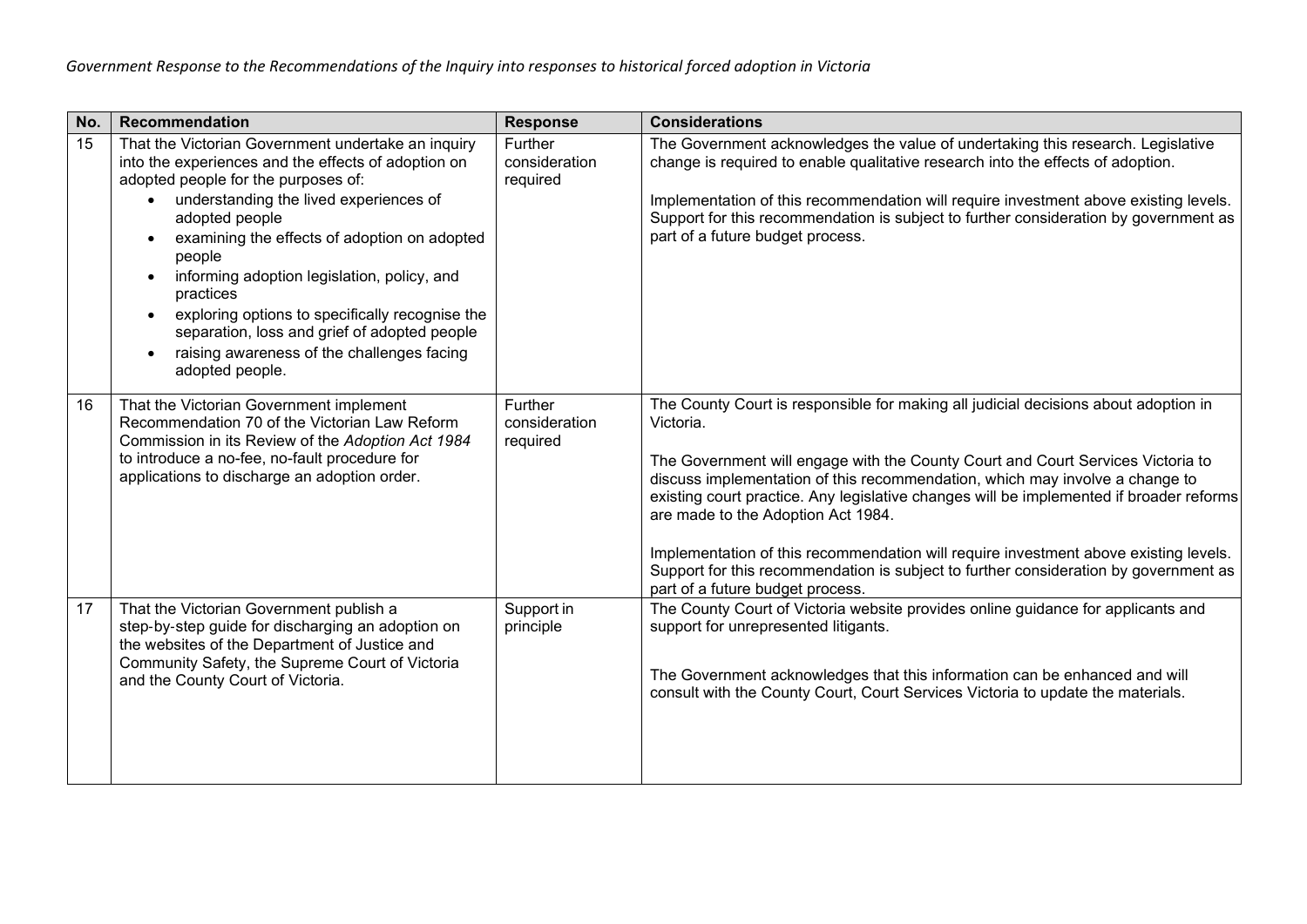| No. | Recommendation | Response | Considerations |
|---|---|---|---|
| 15 | That the Victorian Government undertake an inquiry into the experiences and the effects of adoption on adopted people for the purposes of:<br>• understanding the lived experiences of adopted people<br>• examining the effects of adoption on adopted people<br>• informing adoption legislation, policy, and practices<br>• exploring options to specifically recognise the separation, loss and grief of adopted people<br>• raising awareness of the challenges facing adopted people. | Further consideration required | The Government acknowledges the value of undertaking this research. Legislative change is required to enable qualitative research into the effects of adoption.<br><br>Implementation of this recommendation will require investment above existing levels. Support for this recommendation is subject to further consideration by government as part of a future budget process. |
| 16 | That the Victorian Government implement Recommendation 70 of the Victorian Law Reform Commission in its Review of the *Adoption Act 1984* to introduce a no-fee, no-fault procedure for applications to discharge an adoption order. | Further consideration required | The County Court is responsible for making all judicial decisions about adoption in Victoria.<br><br>The Government will engage with the County Court and Court Services Victoria to discuss implementation of this recommendation, which may involve a change to existing court practice. Any legislative changes will be implemented if broader reforms are made to the Adoption Act 1984.<br><br>Implementation of this recommendation will require investment above existing levels. Support for this recommendation is subject to further consideration by government as part of a future budget process. |
| 17 | That the Victorian Government publish a step-by-step guide for discharging an adoption on the websites of the Department of Justice and Community Safety, the Supreme Court of Victoria and the County Court of Victoria. | Support in principle | The County Court of Victoria website provides online guidance for applicants and support for unrepresented litigants.<br><br>The Government acknowledges that this information can be enhanced and will consult with the County Court, Court Services Victoria to update the materials. |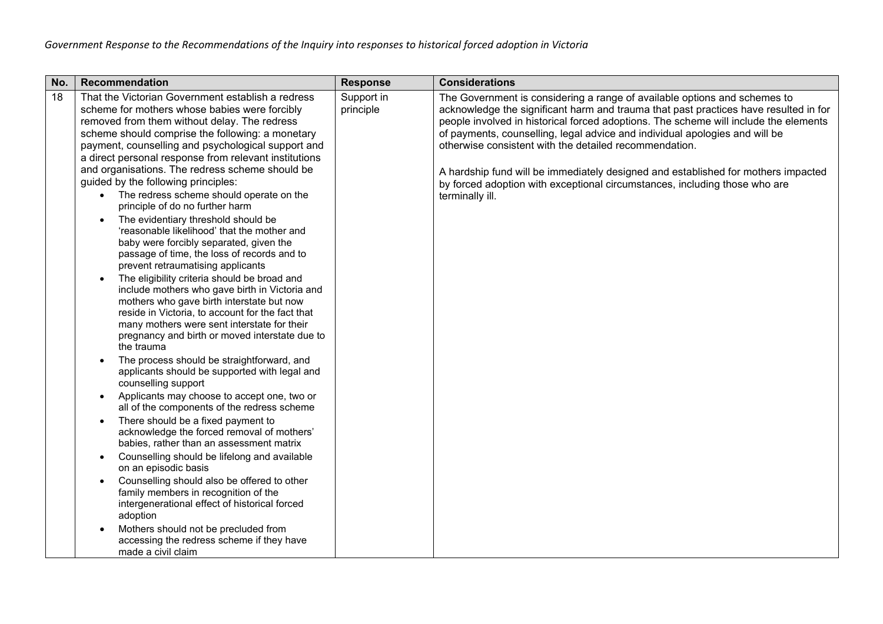| No. | Recommendation | Response | Considerations |
|---|---|---|---|
| 18 | That the Victorian Government establish a redress scheme for mothers whose babies were forcibly removed from them without delay. The redress scheme should comprise the following: a monetary payment, counselling and psychological support and a direct personal response from relevant institutions and organisations. The redress scheme should be guided by the following principles:<br>• The redress scheme should operate on the principle of do no further harm<br>• The evidentiary threshold should be 'reasonable likelihood' that the mother and baby were forcibly separated, given the passage of time, the loss of records and to prevent retraumatising applicants<br>• The eligibility criteria should be broad and include mothers who gave birth in Victoria and mothers who gave birth interstate but now reside in Victoria, to account for the fact that many mothers were sent interstate for their pregnancy and birth or moved interstate due to the trauma<br>• The process should be straightforward, and applicants should be supported with legal and counselling support<br>• Applicants may choose to accept one, two or all of the components of the redress scheme<br>• There should be a fixed payment to acknowledge the forced removal of mothers' babies, rather than an assessment matrix<br>• Counselling should be lifelong and available on an episodic basis<br>• Counselling should also be offered to other family members in recognition of the intergenerational effect of historical forced adoption<br>• Mothers should not be precluded from accessing the redress scheme if they have made a civil claim | Support in principle | The Government is considering a range of available options and schemes to acknowledge the significant harm and trauma that past practices have resulted in for people involved in historical forced adoptions. The scheme will include the elements of payments, counselling, legal advice and individual apologies and will be otherwise consistent with the detailed recommendation.<br><br>A hardship fund will be immediately designed and established for mothers impacted by forced adoption with exceptional circumstances, including those who are terminally ill. |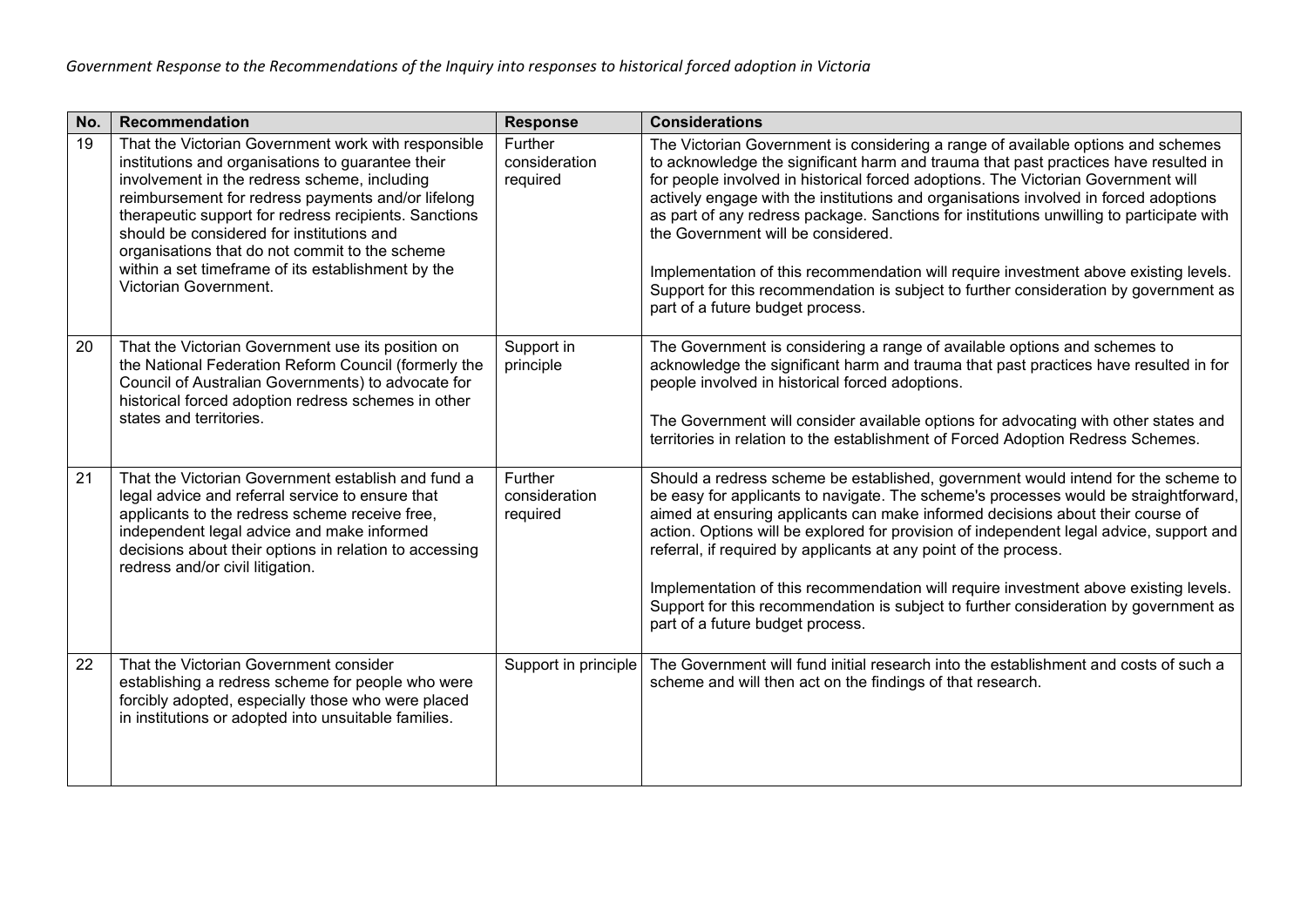| No. | Recommendation | Response | Considerations |
|---|---|---|---|
| 19 | That the Victorian Government work with responsible institutions and organisations to guarantee their involvement in the redress scheme, including reimbursement for redress payments and/or lifelong therapeutic support for redress recipients. Sanctions should be considered for institutions and organisations that do not commit to the scheme within a set timeframe of its establishment by the Victorian Government. | Further consideration required | The Victorian Government is considering a range of available options and schemes to acknowledge the significant harm and trauma that past practices have resulted in for people involved in historical forced adoptions. The Victorian Government will actively engage with the institutions and organisations involved in forced adoptions as part of any redress package. Sanctions for institutions unwilling to participate with the Government will be considered.<br><br>Implementation of this recommendation will require investment above existing levels. Support for this recommendation is subject to further consideration by government as part of a future budget process. |
| 20 | That the Victorian Government use its position on the National Federation Reform Council (formerly the Council of Australian Governments) to advocate for historical forced adoption redress schemes in other states and territories. | Support in principle | The Government is considering a range of available options and schemes to acknowledge the significant harm and trauma that past practices have resulted in for people involved in historical forced adoptions.<br><br>The Government will consider available options for advocating with other states and territories in relation to the establishment of Forced Adoption Redress Schemes. |
| 21 | That the Victorian Government establish and fund a legal advice and referral service to ensure that applicants to the redress scheme receive free, independent legal advice and make informed decisions about their options in relation to accessing redress and/or civil litigation. | Further consideration required | Should a redress scheme be established, government would intend for the scheme to be easy for applicants to navigate. The scheme's processes would be straightforward, aimed at ensuring applicants can make informed decisions about their course of action. Options will be explored for provision of independent legal advice, support and referral, if required by applicants at any point of the process.<br><br>Implementation of this recommendation will require investment above existing levels. Support for this recommendation is subject to further consideration by government as part of a future budget process. |
| 22 | That the Victorian Government consider establishing a redress scheme for people who were forcibly adopted, especially those who were placed in institutions or adopted into unsuitable families. | Support in principle | The Government will fund initial research into the establishment and costs of such a scheme and will then act on the findings of that research. |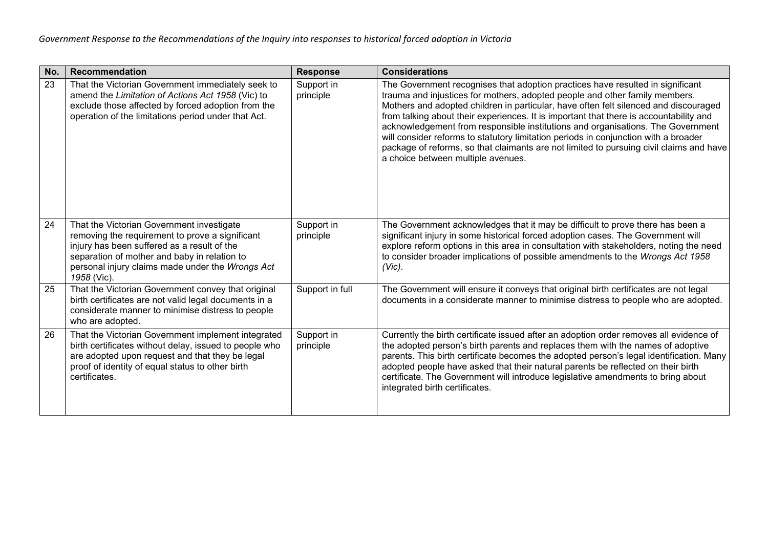| No. | Recommendation | Response | Considerations |
|---|---|---|---|
| 23 | That the Victorian Government immediately seek to amend the *Limitation of Actions Act 1958* (Vic) to exclude those affected by forced adoption from the operation of the limitations period under that Act. | Support in principle | The Government recognises that adoption practices have resulted in significant trauma and injustices for mothers, adopted people and other family members. Mothers and adopted children in particular, have often felt silenced and discouraged from talking about their experiences. It is important that there is accountability and acknowledgement from responsible institutions and organisations. The Government will consider reforms to statutory limitation periods in conjunction with a broader package of reforms, so that claimants are not limited to pursuing civil claims and have a choice between multiple avenues. |
| 24 | That the Victorian Government investigate removing the requirement to prove a significant injury has been suffered as a result of the separation of mother and baby in relation to personal injury claims made under the *Wrongs Act 1958* (Vic). | Support in principle | The Government acknowledges that it may be difficult to prove there has been a significant injury in some historical forced adoption cases. The Government will explore reform options in this area in consultation with stakeholders, noting the need to consider broader implications of possible amendments to the *Wrongs Act 1958 (Vic)*. |
| 25 | That the Victorian Government convey that original birth certificates are not valid legal documents in a considerate manner to minimise distress to people who are adopted. | Support in full | The Government will ensure it conveys that original birth certificates are not legal documents in a considerate manner to minimise distress to people who are adopted. |
| 26 | That the Victorian Government implement integrated birth certificates without delay, issued to people who are adopted upon request and that they be legal proof of identity of equal status to other birth certificates. | Support in principle | Currently the birth certificate issued after an adoption order removes all evidence of the adopted person's birth parents and replaces them with the names of adoptive parents. This birth certificate becomes the adopted person's legal identification. Many adopted people have asked that their natural parents be reflected on their birth certificate. The Government will introduce legislative amendments to bring about integrated birth certificates. |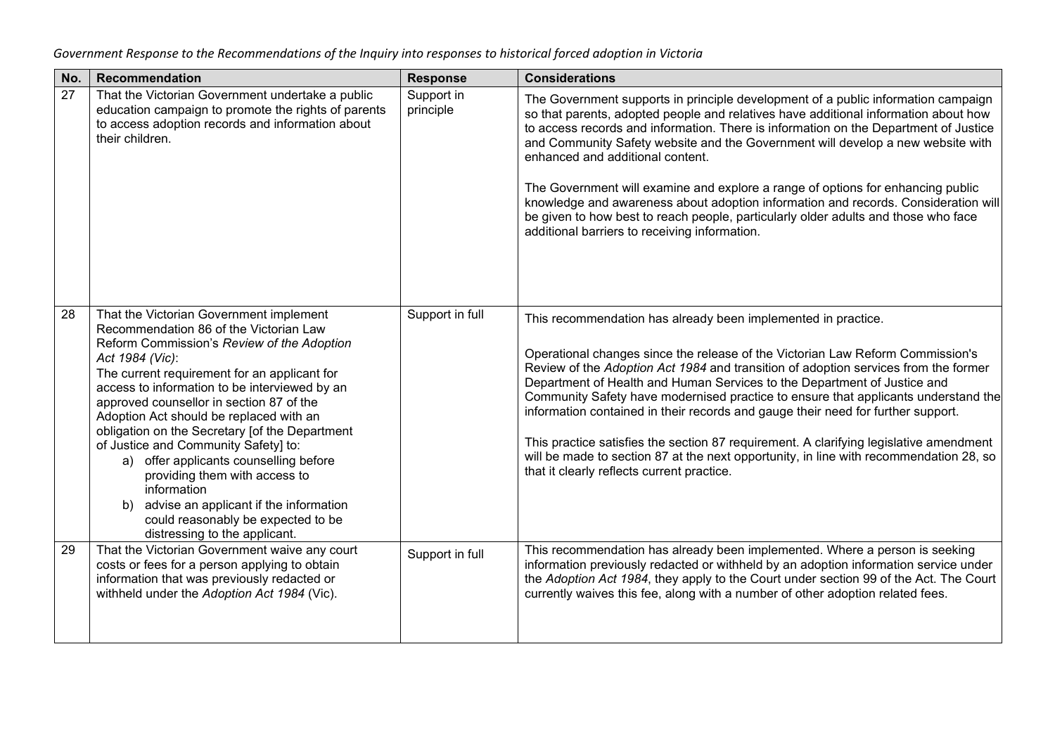*Government Response to the Recommendations of the Inquiry into responses to historical forced adoption in Victoria*

| No. | Recommendation | Response | Considerations |
|---|---|---|---|
| 27 | That the Victorian Government undertake a public education campaign to promote the rights of parents to access adoption records and information about their children. | Support in principle | The Government supports in principle development of a public information campaign so that parents, adopted people and relatives have additional information about how to access records and information. There is information on the Department of Justice and Community Safety website and the Government will develop a new website with enhanced and additional content.<br><br>The Government will examine and explore a range of options for enhancing public knowledge and awareness about adoption information and records. Consideration will be given to how best to reach people, particularly older adults and those who face additional barriers to receiving information. |
| 28 | That the Victorian Government implement Recommendation 86 of the Victorian Law Reform Commission's *Review of the Adoption Act 1984 (Vic)*:<br>The current requirement for an applicant for access to information to be interviewed by an approved counsellor in section 87 of the Adoption Act should be replaced with an obligation on the Secretary [of the Department of Justice and Community Safety] to:<br>a) offer applicants counselling before providing them with access to information<br>b) advise an applicant if the information could reasonably be expected to be distressing to the applicant. | Support in full | This recommendation has already been implemented in practice.<br><br>Operational changes since the release of the Victorian Law Reform Commission's Review of the *Adoption Act 1984* and transition of adoption services from the former Department of Health and Human Services to the Department of Justice and Community Safety have modernised practice to ensure that applicants understand the information contained in their records and gauge their need for further support.<br><br>This practice satisfies the section 87 requirement. A clarifying legislative amendment will be made to section 87 at the next opportunity, in line with recommendation 28, so that it clearly reflects current practice. |
| 29 | That the Victorian Government waive any court costs or fees for a person applying to obtain information that was previously redacted or withheld under the *Adoption Act 1984* (Vic). | Support in full | This recommendation has already been implemented. Where a person is seeking information previously redacted or withheld by an adoption information service under the *Adoption Act 1984*, they apply to the Court under section 99 of the Act. The Court currently waives this fee, along with a number of other adoption related fees. |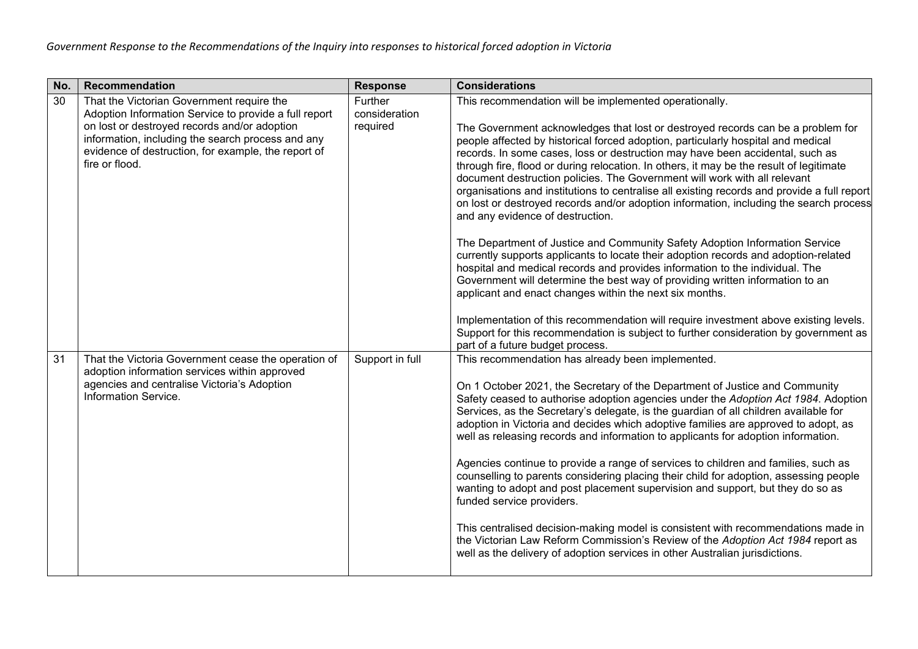| No. | Recommendation | Response | Considerations |
|---|---|---|---|
| 30 | That the Victorian Government require the Adoption Information Service to provide a full report on lost or destroyed records and/or adoption information, including the search process and any evidence of destruction, for example, the report of fire or flood. | Further consideration required | This recommendation will be implemented operationally.<br><br>The Government acknowledges that lost or destroyed records can be a problem for people affected by historical forced adoption, particularly hospital and medical records. In some cases, loss or destruction may have been accidental, such as through fire, flood or during relocation. In others, it may be the result of legitimate document destruction policies. The Government will work with all relevant organisations and institutions to centralise all existing records and provide a full report on lost or destroyed records and/or adoption information, including the search process and any evidence of destruction.<br><br>The Department of Justice and Community Safety Adoption Information Service currently supports applicants to locate their adoption records and adoption-related hospital and medical records and provides information to the individual. The Government will determine the best way of providing written information to an applicant and enact changes within the next six months.<br><br>Implementation of this recommendation will require investment above existing levels. Support for this recommendation is subject to further consideration by government as part of a future budget process. |
| 31 | That the Victoria Government cease the operation of adoption information services within approved agencies and centralise Victoria's Adoption Information Service. | Support in full | This recommendation has already been implemented.<br><br>On 1 October 2021, the Secretary of the Department of Justice and Community Safety ceased to authorise adoption agencies under the *Adoption Act 1984*. Adoption Services, as the Secretary's delegate, is the guardian of all children available for adoption in Victoria and decides which adoptive families are approved to adopt, as well as releasing records and information to applicants for adoption information.<br><br>Agencies continue to provide a range of services to children and families, such as counselling to parents considering placing their child for adoption, assessing people wanting to adopt and post placement supervision and support, but they do so as funded service providers.<br><br>This centralised decision-making model is consistent with recommendations made in the Victorian Law Reform Commission's Review of the *Adoption Act 1984* report as well as the delivery of adoption services in other Australian jurisdictions. |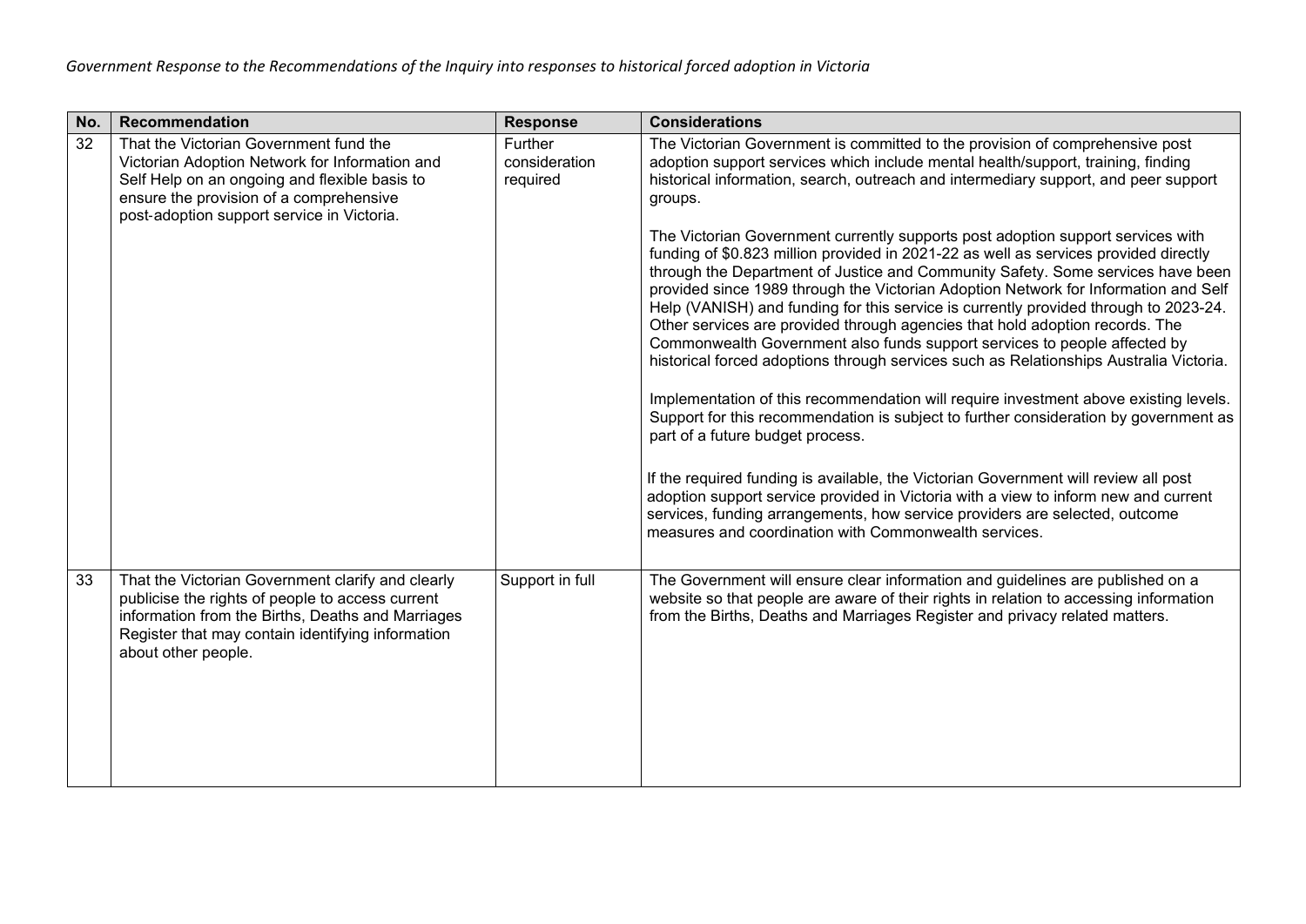| No. | Recommendation | Response | Considerations |
|---|---|---|---|
| 32 | That the Victorian Government fund the Victorian Adoption Network for Information and Self Help on an ongoing and flexible basis to ensure the provision of a comprehensive post-adoption support service in Victoria. | Further consideration required | The Victorian Government is committed to the provision of comprehensive post adoption support services which include mental health/support, training, finding historical information, search, outreach and intermediary support, and peer support groups.<br><br>The Victorian Government currently supports post adoption support services with funding of $0.823 million provided in 2021-22 as well as services provided directly through the Department of Justice and Community Safety. Some services have been provided since 1989 through the Victorian Adoption Network for Information and Self Help (VANISH) and funding for this service is currently provided through to 2023-24. Other services are provided through agencies that hold adoption records. The Commonwealth Government also funds support services to people affected by historical forced adoptions through services such as Relationships Australia Victoria.<br><br>Implementation of this recommendation will require investment above existing levels. Support for this recommendation is subject to further consideration by government as part of a future budget process.<br><br>If the required funding is available, the Victorian Government will review all post adoption support service provided in Victoria with a view to inform new and current services, funding arrangements, how service providers are selected, outcome measures and coordination with Commonwealth services. |
| 33 | That the Victorian Government clarify and clearly publicise the rights of people to access current information from the Births, Deaths and Marriages Register that may contain identifying information about other people. | Support in full | The Government will ensure clear information and guidelines are published on a website so that people are aware of their rights in relation to accessing information from the Births, Deaths and Marriages Register and privacy related matters. |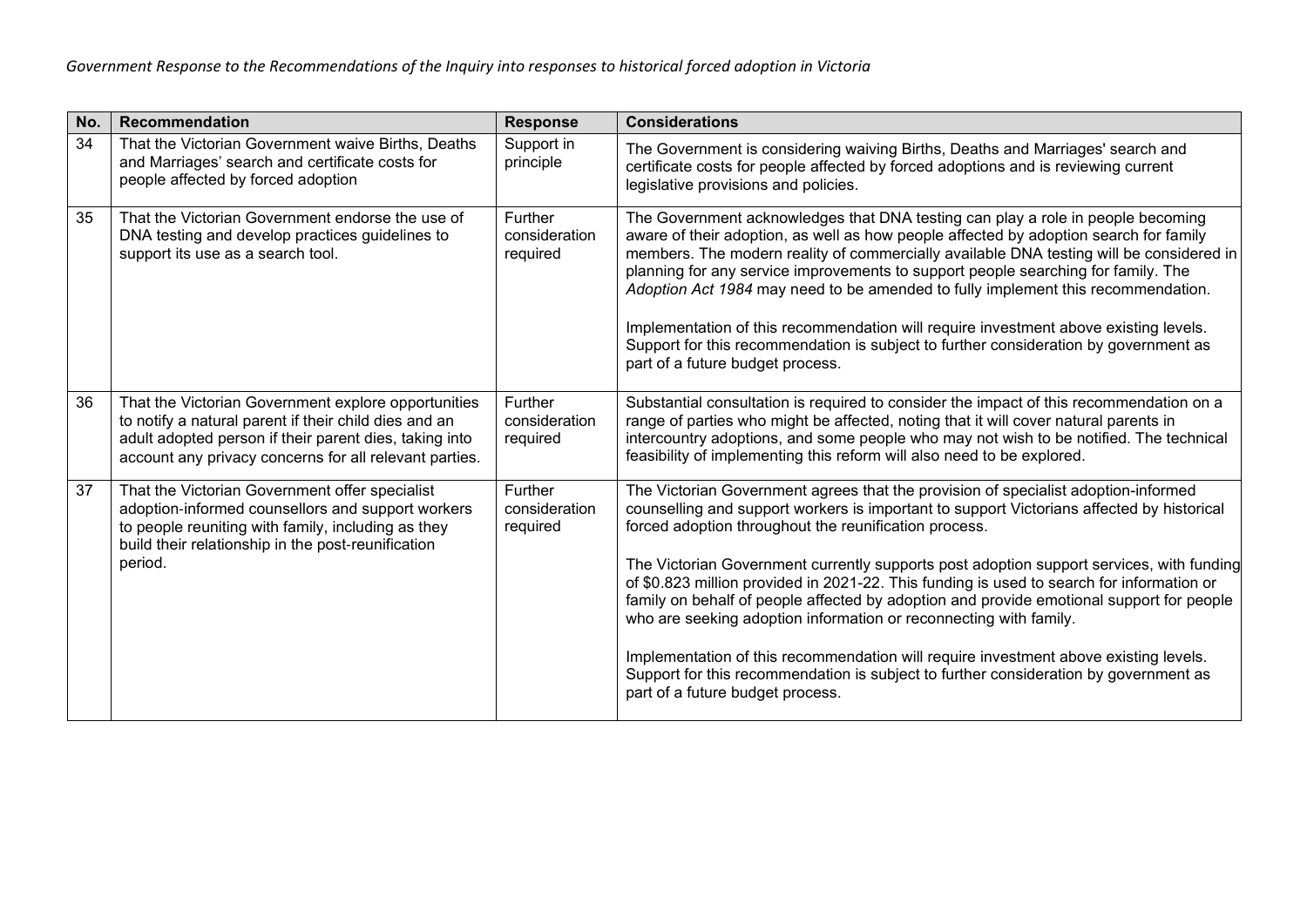| No. | Recommendation | Response | Considerations |
| --- | --- | --- | --- |
| 34 | That the Victorian Government waive Births, Deaths and Marriages' search and certificate costs for people affected by forced adoption | Support in principle | The Government is considering waiving Births, Deaths and Marriages' search and certificate costs for people affected by forced adoptions and is reviewing current legislative provisions and policies. |
| 35 | That the Victorian Government endorse the use of DNA testing and develop practices guidelines to support its use as a search tool. | Further consideration required | The Government acknowledges that DNA testing can play a role in people becoming aware of their adoption, as well as how people affected by adoption search for family members. The modern reality of commercially available DNA testing will be considered in planning for any service improvements to support people searching for family. The *Adoption Act 1984* may need to be amended to fully implement this recommendation.<br><br>Implementation of this recommendation will require investment above existing levels. Support for this recommendation is subject to further consideration by government as part of a future budget process. |
| 36 | That the Victorian Government explore opportunities to notify a natural parent if their child dies and an adult adopted person if their parent dies, taking into account any privacy concerns for all relevant parties. | Further consideration required | Substantial consultation is required to consider the impact of this recommendation on a range of parties who might be affected, noting that it will cover natural parents in intercountry adoptions, and some people who may not wish to be notified. The technical feasibility of implementing this reform will also need to be explored. |
| 37 | That the Victorian Government offer specialist adoption-informed counsellors and support workers to people reuniting with family, including as they build their relationship in the post-reunification period. | Further consideration required | The Victorian Government agrees that the provision of specialist adoption-informed counselling and support workers is important to support Victorians affected by historical forced adoption throughout the reunification process.<br><br>The Victorian Government currently supports post adoption support services, with funding of $0.823 million provided in 2021-22. This funding is used to search for information or family on behalf of people affected by adoption and provide emotional support for people who are seeking adoption information or reconnecting with family.<br><br>Implementation of this recommendation will require investment above existing levels. Support for this recommendation is subject to further consideration by government as part of a future budget process. |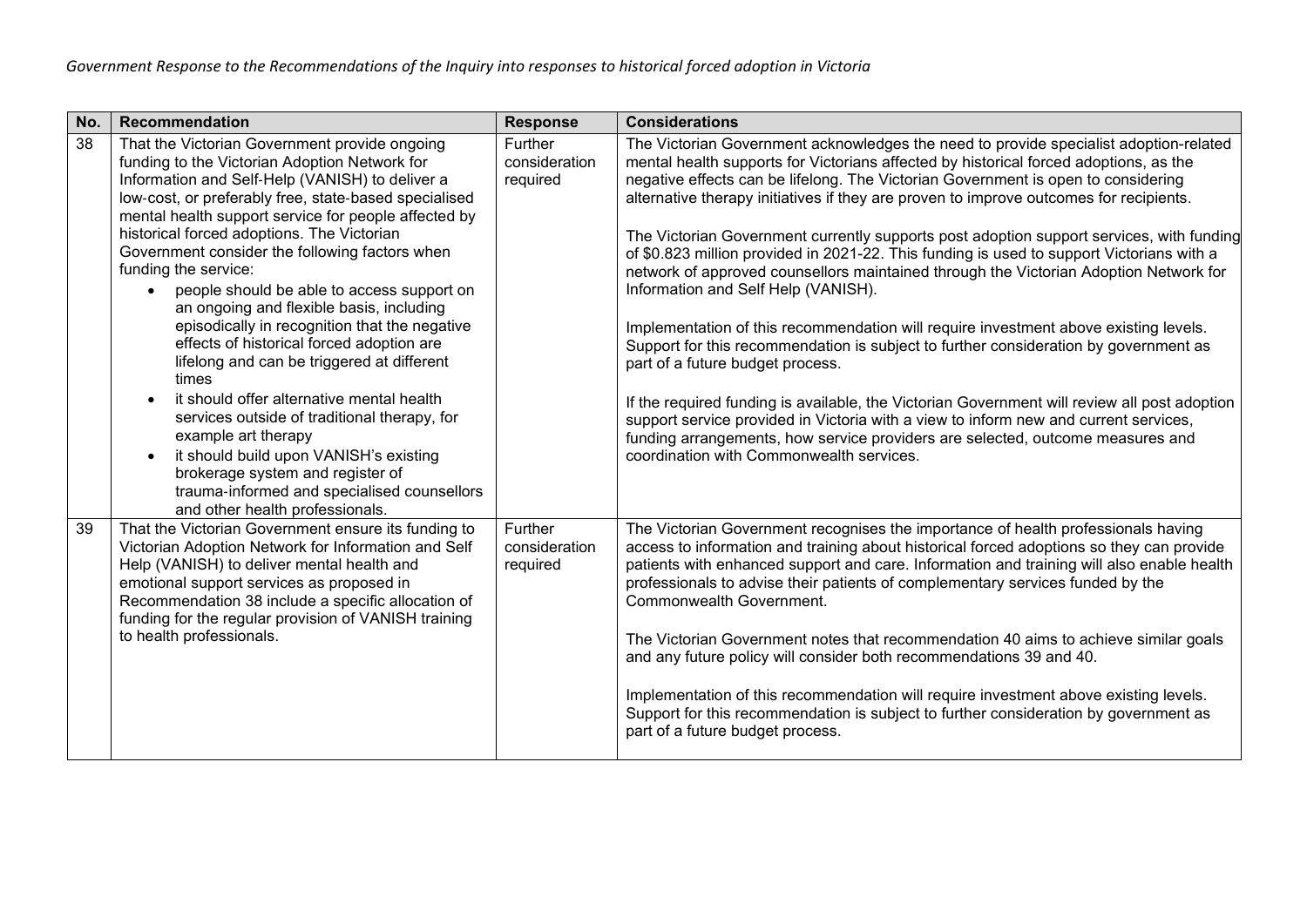| No. | Recommendation | Response | Considerations |
|---|---|---|---|
| 38 | That the Victorian Government provide ongoing funding to the Victorian Adoption Network for Information and Self-Help (VANISH) to deliver a low-cost, or preferably free, state-based specialised mental health support service for people affected by historical forced adoptions. The Victorian Government consider the following factors when funding the service:<br>• people should be able to access support on an ongoing and flexible basis, including episodically in recognition that the negative effects of historical forced adoption are lifelong and can be triggered at different times<br>• it should offer alternative mental health services outside of traditional therapy, for example art therapy<br>• it should build upon VANISH's existing brokerage system and register of trauma-informed and specialised counsellors and other health professionals. | Further consideration required | The Victorian Government acknowledges the need to provide specialist adoption-related mental health supports for Victorians affected by historical forced adoptions, as the negative effects can be lifelong. The Victorian Government is open to considering alternative therapy initiatives if they are proven to improve outcomes for recipients.<br><br>The Victorian Government currently supports post adoption support services, with funding of $0.823 million provided in 2021-22. This funding is used to support Victorians with a network of approved counsellors maintained through the Victorian Adoption Network for Information and Self Help (VANISH).<br><br>Implementation of this recommendation will require investment above existing levels. Support for this recommendation is subject to further consideration by government as part of a future budget process.<br><br>If the required funding is available, the Victorian Government will review all post adoption support service provided in Victoria with a view to inform new and current services, funding arrangements, how service providers are selected, outcome measures and coordination with Commonwealth services. |
| 39 | That the Victorian Government ensure its funding to Victorian Adoption Network for Information and Self Help (VANISH) to deliver mental health and emotional support services as proposed in Recommendation 38 include a specific allocation of funding for the regular provision of VANISH training to health professionals. | Further consideration required | The Victorian Government recognises the importance of health professionals having access to information and training about historical forced adoptions so they can provide patients with enhanced support and care. Information and training will also enable health professionals to advise their patients of complementary services funded by the Commonwealth Government.<br><br>The Victorian Government notes that recommendation 40 aims to achieve similar goals and any future policy will consider both recommendations 39 and 40.<br><br>Implementation of this recommendation will require investment above existing levels. Support for this recommendation is subject to further consideration by government as part of a future budget process. |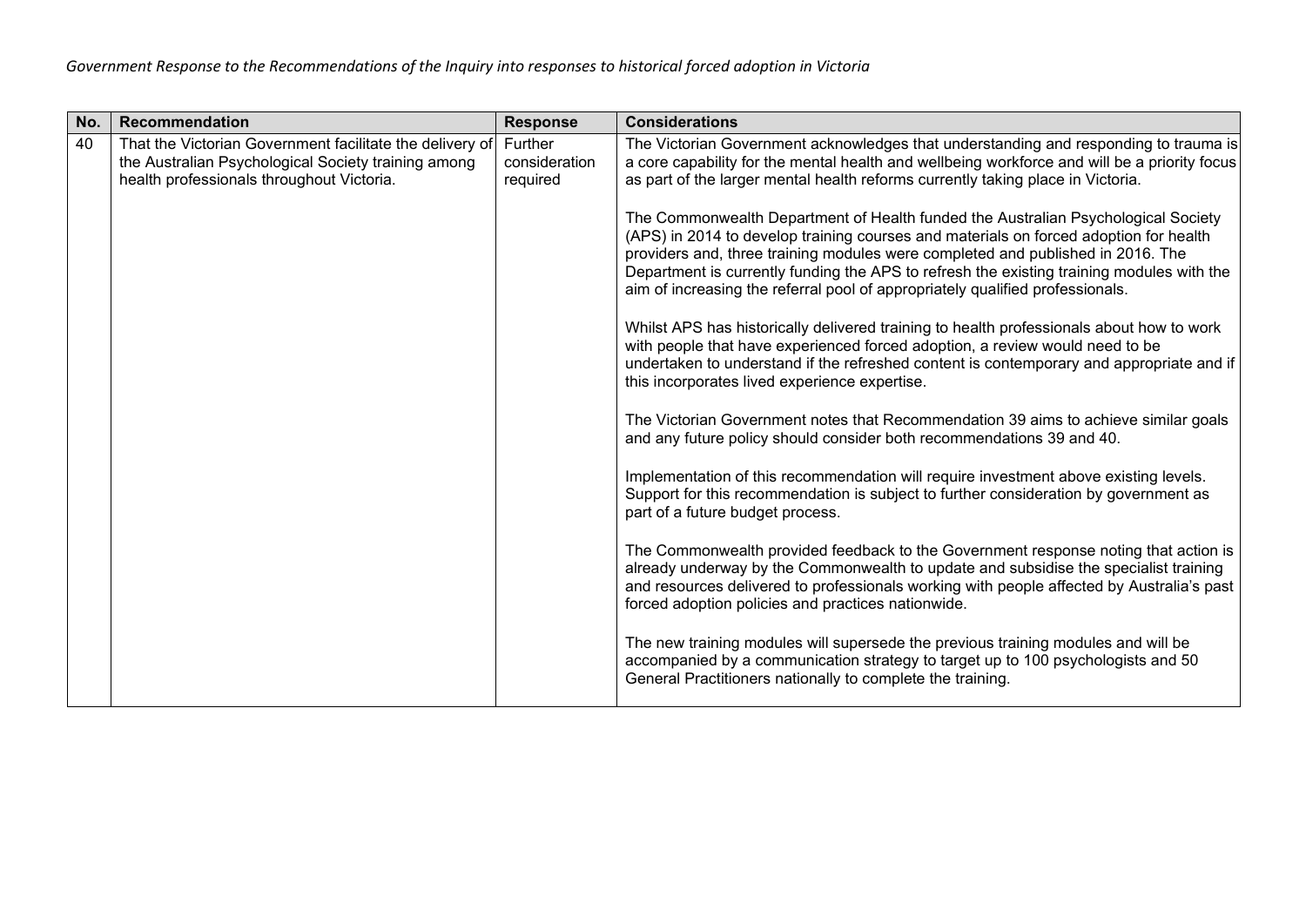| No. | Recommendation | Response | Considerations |
|---|---|---|---|
| 40 | That the Victorian Government facilitate the delivery of the Australian Psychological Society training among health professionals throughout Victoria. | Further consideration required | The Victorian Government acknowledges that understanding and responding to trauma is a core capability for the mental health and wellbeing workforce and will be a priority focus as part of the larger mental health reforms currently taking place in Victoria.<br><br>The Commonwealth Department of Health funded the Australian Psychological Society (APS) in 2014 to develop training courses and materials on forced adoption for health providers and, three training modules were completed and published in 2016. The Department is currently funding the APS to refresh the existing training modules with the aim of increasing the referral pool of appropriately qualified professionals.<br><br>Whilst APS has historically delivered training to health professionals about how to work with people that have experienced forced adoption, a review would need to be undertaken to understand if the refreshed content is contemporary and appropriate and if this incorporates lived experience expertise.<br><br>The Victorian Government notes that Recommendation 39 aims to achieve similar goals and any future policy should consider both recommendations 39 and 40.<br><br>Implementation of this recommendation will require investment above existing levels. Support for this recommendation is subject to further consideration by government as part of a future budget process.<br><br>The Commonwealth provided feedback to the Government response noting that action is already underway by the Commonwealth to update and subsidise the specialist training and resources delivered to professionals working with people affected by Australia's past forced adoption policies and practices nationwide.<br><br>The new training modules will supersede the previous training modules and will be accompanied by a communication strategy to target up to 100 psychologists and 50 General Practitioners nationally to complete the training. |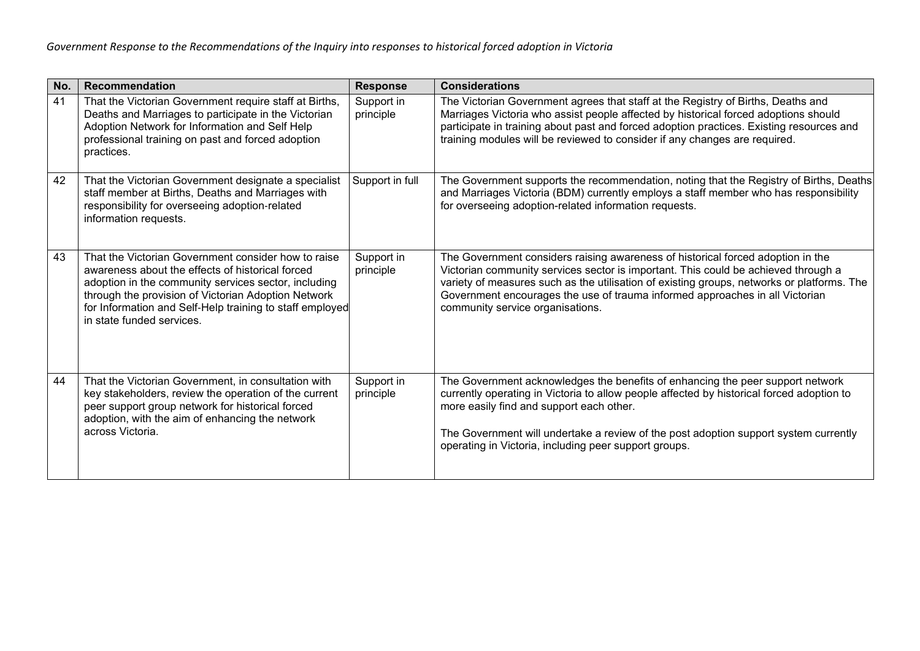| No. | Recommendation | Response | Considerations |
|---|---|---|---|
| 41 | That the Victorian Government require staff at Births, Deaths and Marriages to participate in the Victorian Adoption Network for Information and Self Help professional training on past and forced adoption practices. | Support in principle | The Victorian Government agrees that staff at the Registry of Births, Deaths and Marriages Victoria who assist people affected by historical forced adoptions should participate in training about past and forced adoption practices. Existing resources and training modules will be reviewed to consider if any changes are required. |
| 42 | That the Victorian Government designate a specialist staff member at Births, Deaths and Marriages with responsibility for overseeing adoption-related information requests. | Support in full | The Government supports the recommendation, noting that the Registry of Births, Deaths and Marriages Victoria (BDM) currently employs a staff member who has responsibility for overseeing adoption-related information requests. |
| 43 | That the Victorian Government consider how to raise awareness about the effects of historical forced adoption in the community services sector, including through the provision of Victorian Adoption Network for Information and Self-Help training to staff employed in state funded services. | Support in principle | The Government considers raising awareness of historical forced adoption in the Victorian community services sector is important. This could be achieved through a variety of measures such as the utilisation of existing groups, networks or platforms. The Government encourages the use of trauma informed approaches in all Victorian community service organisations. |
| 44 | That the Victorian Government, in consultation with key stakeholders, review the operation of the current peer support group network for historical forced adoption, with the aim of enhancing the network across Victoria. | Support in principle | The Government acknowledges the benefits of enhancing the peer support network currently operating in Victoria to allow people affected by historical forced adoption to more easily find and support each other.<br><br>The Government will undertake a review of the post adoption support system currently operating in Victoria, including peer support groups. |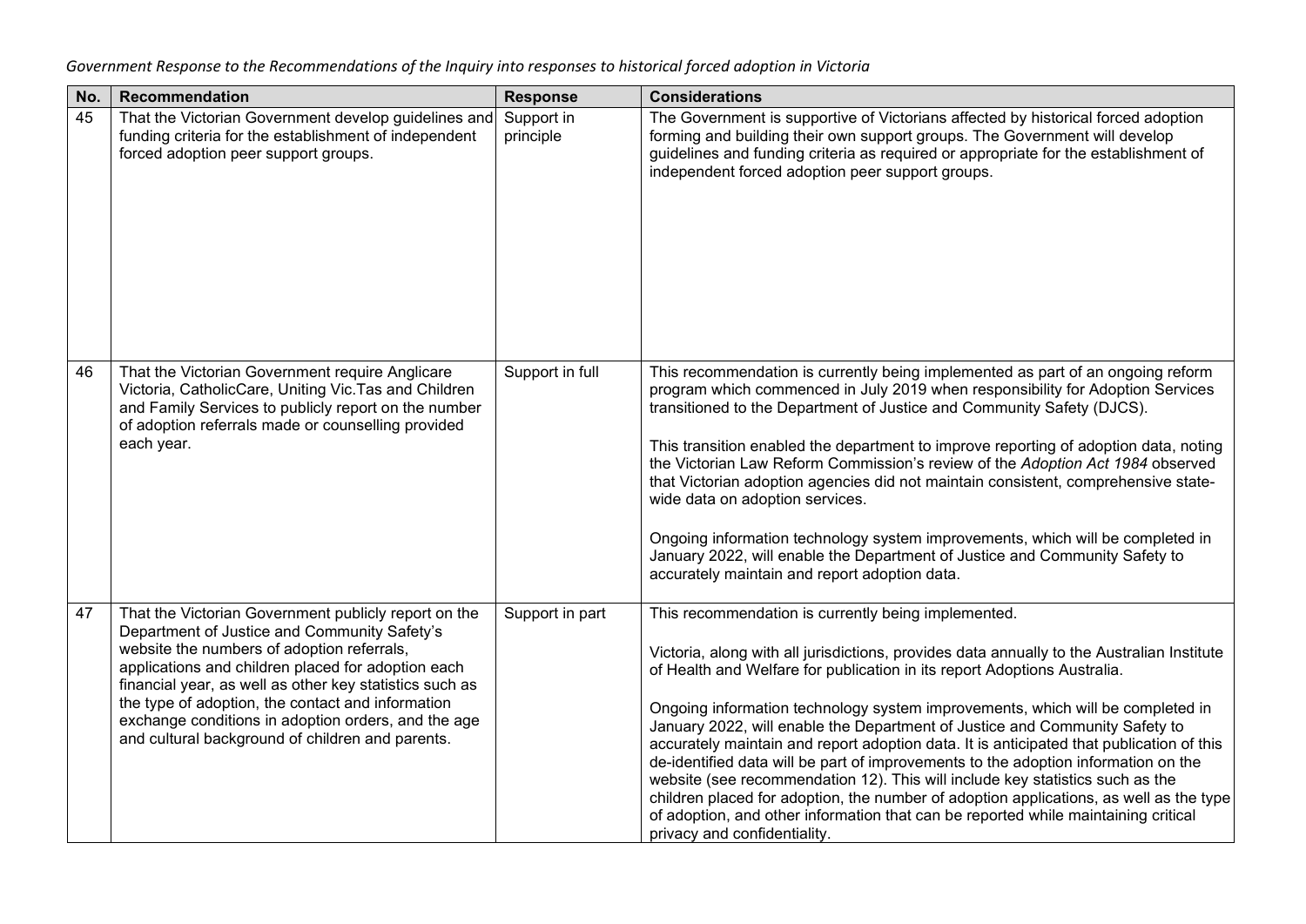*Government Response to the Recommendations of the Inquiry into responses to historical forced adoption in Victoria*

| No. | Recommendation | Response | Considerations |
|---|---|---|---|
| 45 | That the Victorian Government develop guidelines and funding criteria for the establishment of independent forced adoption peer support groups. | Support in principle | The Government is supportive of Victorians affected by historical forced adoption forming and building their own support groups. The Government will develop guidelines and funding criteria as required or appropriate for the establishment of independent forced adoption peer support groups. |
| 46 | That the Victorian Government require Anglicare Victoria, CatholicCare, Uniting Vic.Tas and Children and Family Services to publicly report on the number of adoption referrals made or counselling provided each year. | Support in full | This recommendation is currently being implemented as part of an ongoing reform program which commenced in July 2019 when responsibility for Adoption Services transitioned to the Department of Justice and Community Safety (DJCS).<br><br>This transition enabled the department to improve reporting of adoption data, noting the Victorian Law Reform Commission's review of the *Adoption Act 1984* observed that Victorian adoption agencies did not maintain consistent, comprehensive state-wide data on adoption services.<br><br>Ongoing information technology system improvements, which will be completed in January 2022, will enable the Department of Justice and Community Safety to accurately maintain and report adoption data. |
| 47 | That the Victorian Government publicly report on the Department of Justice and Community Safety's website the numbers of adoption referrals, applications and children placed for adoption each financial year, as well as other key statistics such as the type of adoption, the contact and information exchange conditions in adoption orders, and the age and cultural background of children and parents. | Support in part | This recommendation is currently being implemented.<br><br>Victoria, along with all jurisdictions, provides data annually to the Australian Institute of Health and Welfare for publication in its report Adoptions Australia.<br><br>Ongoing information technology system improvements, which will be completed in January 2022, will enable the Department of Justice and Community Safety to accurately maintain and report adoption data. It is anticipated that publication of this de-identified data will be part of improvements to the adoption information on the website (see recommendation 12). This will include key statistics such as the children placed for adoption, the number of adoption applications, as well as the type of adoption, and other information that can be reported while maintaining critical privacy and confidentiality. |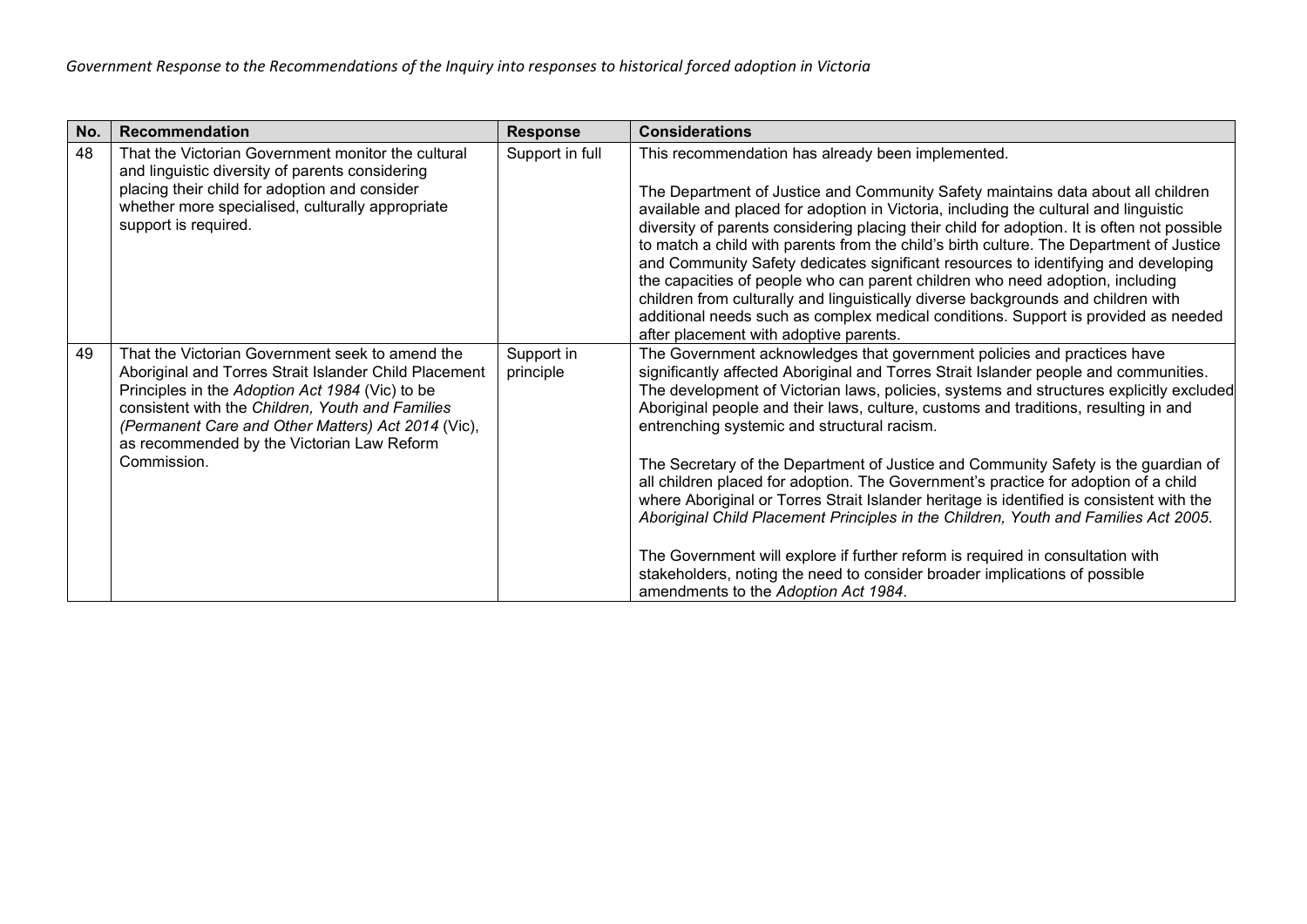| No. | Recommendation | Response | Considerations |
|---|---|---|---|
| 48 | That the Victorian Government monitor the cultural and linguistic diversity of parents considering placing their child for adoption and consider whether more specialised, culturally appropriate support is required. | Support in full | This recommendation has already been implemented.<br><br>The Department of Justice and Community Safety maintains data about all children available and placed for adoption in Victoria, including the cultural and linguistic diversity of parents considering placing their child for adoption. It is often not possible to match a child with parents from the child's birth culture. The Department of Justice and Community Safety dedicates significant resources to identifying and developing the capacities of people who can parent children who need adoption, including children from culturally and linguistically diverse backgrounds and children with additional needs such as complex medical conditions. Support is provided as needed after placement with adoptive parents. |
| 49 | That the Victorian Government seek to amend the Aboriginal and Torres Strait Islander Child Placement Principles in the *Adoption Act 1984* (Vic) to be consistent with the *Children, Youth and Families (Permanent Care and Other Matters) Act 2014* (Vic), as recommended by the Victorian Law Reform Commission. | Support in principle | The Government acknowledges that government policies and practices have significantly affected Aboriginal and Torres Strait Islander people and communities. The development of Victorian laws, policies, systems and structures explicitly excluded Aboriginal people and their laws, culture, customs and traditions, resulting in and entrenching systemic and structural racism.<br><br>The Secretary of the Department of Justice and Community Safety is the guardian of all children placed for adoption. The Government's practice for adoption of a child where Aboriginal or Torres Strait Islander heritage is identified is consistent with the *Aboriginal Child Placement Principles in the Children, Youth and Families Act 2005*.<br><br>The Government will explore if further reform is required in consultation with stakeholders, noting the need to consider broader implications of possible amendments to the *Adoption Act 1984*. |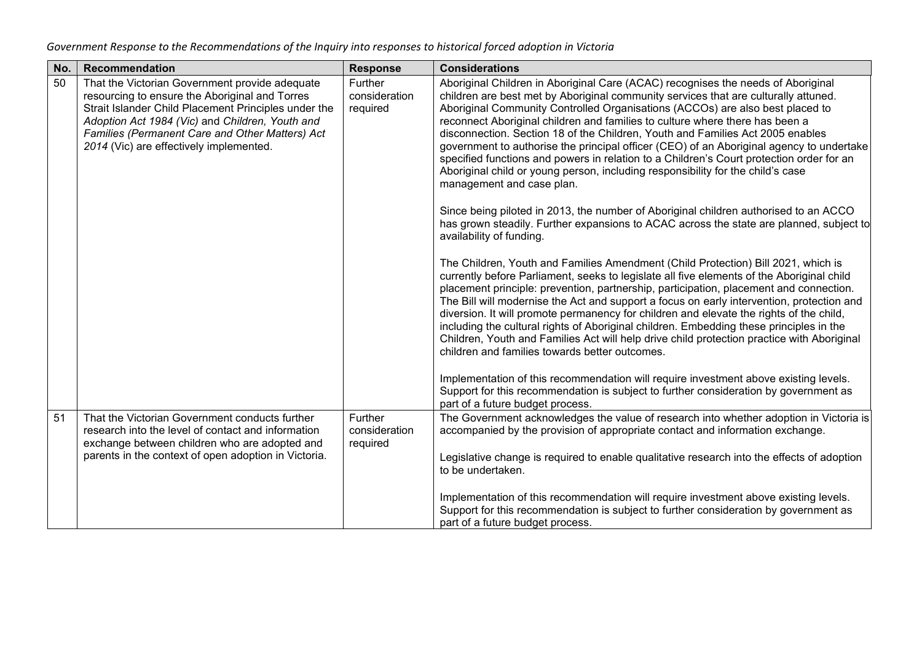| No. | Recommendation | Response | Considerations |
|---|---|---|---|
| 50 | That the Victorian Government provide adequate resourcing to ensure the Aboriginal and Torres Strait Islander Child Placement Principles under the *Adoption Act 1984 (Vic)* and *Children, Youth and Families (Permanent Care and Other Matters) Act 2014* (Vic) are effectively implemented. | Further consideration required | Aboriginal Children in Aboriginal Care (ACAC) recognises the needs of Aboriginal children are best met by Aboriginal community services that are culturally attuned. Aboriginal Community Controlled Organisations (ACCOs) are also best placed to reconnect Aboriginal children and families to culture where there has been a disconnection. Section 18 of the Children, Youth and Families Act 2005 enables government to authorise the principal officer (CEO) of an Aboriginal agency to undertake specified functions and powers in relation to a Children's Court protection order for an Aboriginal child or young person, including responsibility for the child's case management and case plan.<br><br>Since being piloted in 2013, the number of Aboriginal children authorised to an ACCO has grown steadily. Further expansions to ACAC across the state are planned, subject to availability of funding.<br><br>The Children, Youth and Families Amendment (Child Protection) Bill 2021, which is currently before Parliament, seeks to legislate all five elements of the Aboriginal child placement principle: prevention, partnership, participation, placement and connection. The Bill will modernise the Act and support a focus on early intervention, protection and diversion. It will promote permanency for children and elevate the rights of the child, including the cultural rights of Aboriginal children. Embedding these principles in the Children, Youth and Families Act will help drive child protection practice with Aboriginal children and families towards better outcomes.<br><br>Implementation of this recommendation will require investment above existing levels. Support for this recommendation is subject to further consideration by government as part of a future budget process. |
| 51 | That the Victorian Government conducts further research into the level of contact and information exchange between children who are adopted and parents in the context of open adoption in Victoria. | Further consideration required | The Government acknowledges the value of research into whether adoption in Victoria is accompanied by the provision of appropriate contact and information exchange.<br><br>Legislative change is required to enable qualitative research into the effects of adoption to be undertaken.<br><br>Implementation of this recommendation will require investment above existing levels. Support for this recommendation is subject to further consideration by government as part of a future budget process. |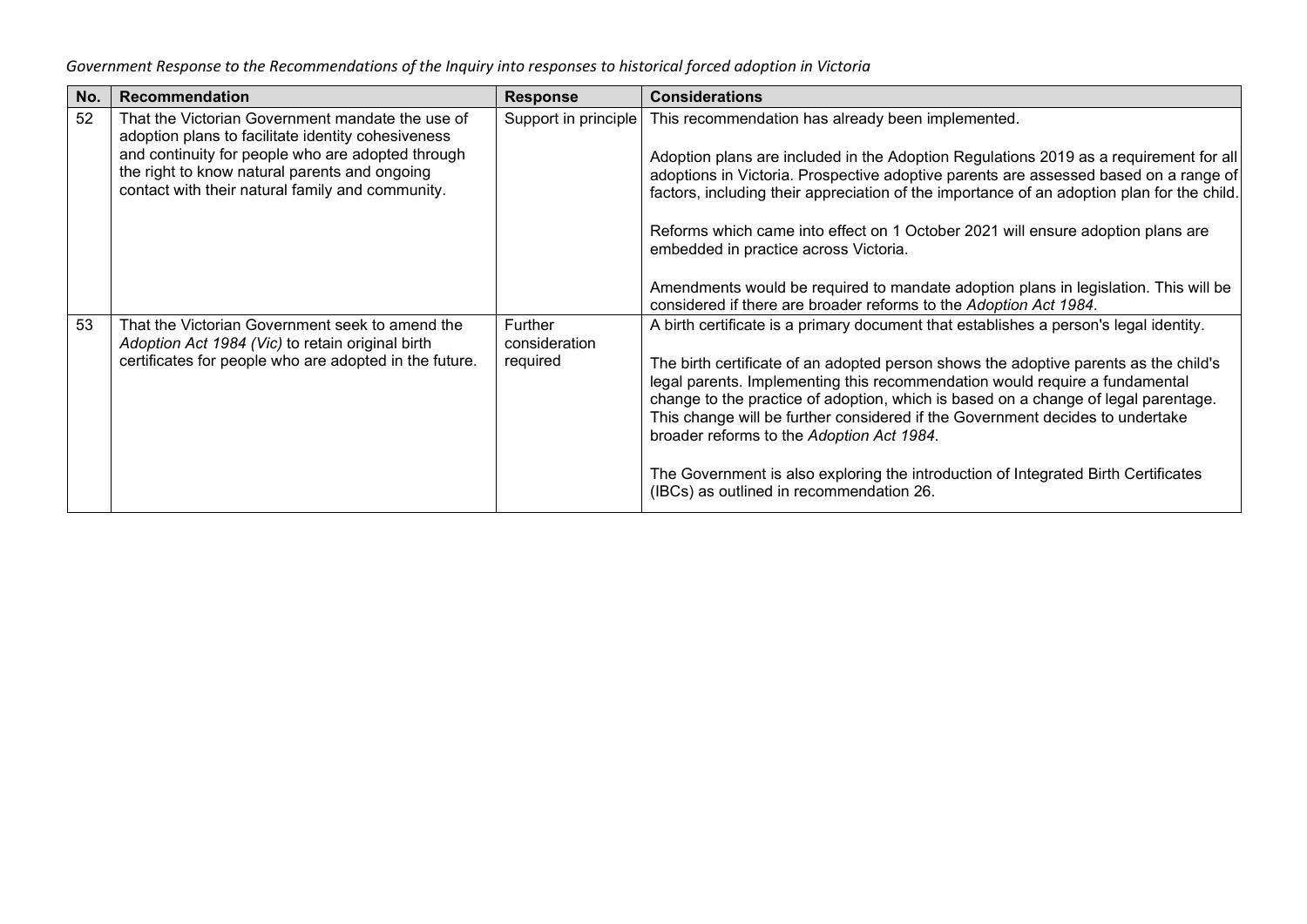| No. | Recommendation | Response | Considerations |
|---|---|---|---|
| 52 | That the Victorian Government mandate the use of adoption plans to facilitate identity cohesiveness and continuity for people who are adopted through the right to know natural parents and ongoing contact with their natural family and community. | Support in principle | This recommendation has already been implemented.<br><br>Adoption plans are included in the Adoption Regulations 2019 as a requirement for all adoptions in Victoria. Prospective adoptive parents are assessed based on a range of factors, including their appreciation of the importance of an adoption plan for the child.<br><br>Reforms which came into effect on 1 October 2021 will ensure adoption plans are embedded in practice across Victoria.<br><br>Amendments would be required to mandate adoption plans in legislation. This will be considered if there are broader reforms to the *Adoption Act 1984*. |
| 53 | That the Victorian Government seek to amend the *Adoption Act 1984 (Vic)* to retain original birth certificates for people who are adopted in the future. | Further consideration required | A birth certificate is a primary document that establishes a person's legal identity.<br><br>The birth certificate of an adopted person shows the adoptive parents as the child's legal parents. Implementing this recommendation would require a fundamental change to the practice of adoption, which is based on a change of legal parentage. This change will be further considered if the Government decides to undertake broader reforms to the *Adoption Act 1984*.<br><br>The Government is also exploring the introduction of Integrated Birth Certificates (IBCs) as outlined in recommendation 26. |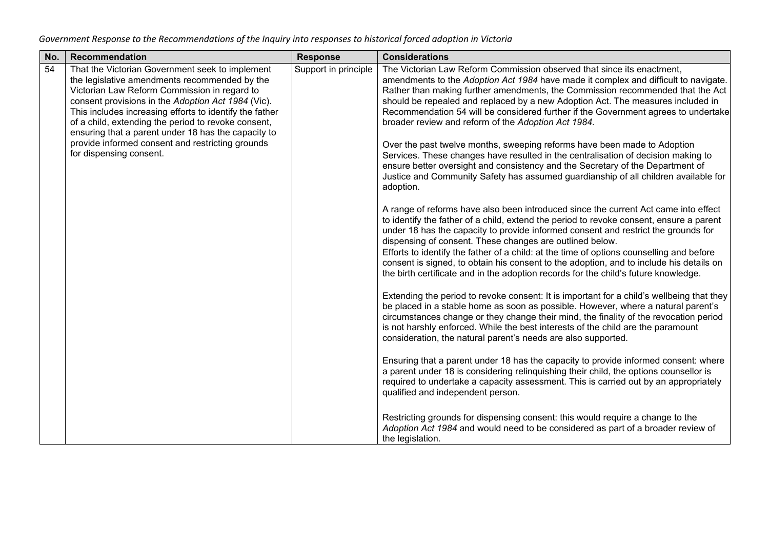*Government Response to the Recommendations of the Inquiry into responses to historical forced adoption in Victoria*

| No. | Recommendation | Response | Considerations |
|---|---|---|---|
| 54 | That the Victorian Government seek to implement the legislative amendments recommended by the Victorian Law Reform Commission in regard to consent provisions in the *Adoption Act 1984* (Vic). This includes increasing efforts to identify the father of a child, extending the period to revoke consent, ensuring that a parent under 18 has the capacity to provide informed consent and restricting grounds for dispensing consent. | Support in principle | The Victorian Law Reform Commission observed that since its enactment, amendments to the *Adoption Act 1984* have made it complex and difficult to navigate. Rather than making further amendments, the Commission recommended that the Act should be repealed and replaced by a new Adoption Act. The measures included in Recommendation 54 will be considered further if the Government agrees to undertake broader review and reform of the *Adoption Act 1984*.<br><br>Over the past twelve months, sweeping reforms have been made to Adoption Services. These changes have resulted in the centralisation of decision making to ensure better oversight and consistency and the Secretary of the Department of Justice and Community Safety has assumed guardianship of all children available for adoption.<br><br>A range of reforms have also been introduced since the current Act came into effect to identify the father of a child, extend the period to revoke consent, ensure a parent under 18 has the capacity to provide informed consent and restrict the grounds for dispensing of consent. These changes are outlined below.<br>Efforts to identify the father of a child: at the time of options counselling and before consent is signed, to obtain his consent to the adoption, and to include his details on the birth certificate and in the adoption records for the child's future knowledge.<br><br>Extending the period to revoke consent: It is important for a child's wellbeing that they be placed in a stable home as soon as possible. However, where a natural parent's circumstances change or they change their mind, the finality of the revocation period is not harshly enforced. While the best interests of the child are the paramount consideration, the natural parent's needs are also supported.<br><br>Ensuring that a parent under 18 has the capacity to provide informed consent: where a parent under 18 is considering relinquishing their child, the options counsellor is required to undertake a capacity assessment. This is carried out by an appropriately qualified and independent person.<br><br>Restricting grounds for dispensing consent: this would require a change to the *Adoption Act 1984* and would need to be considered as part of a broader review of the legislation. |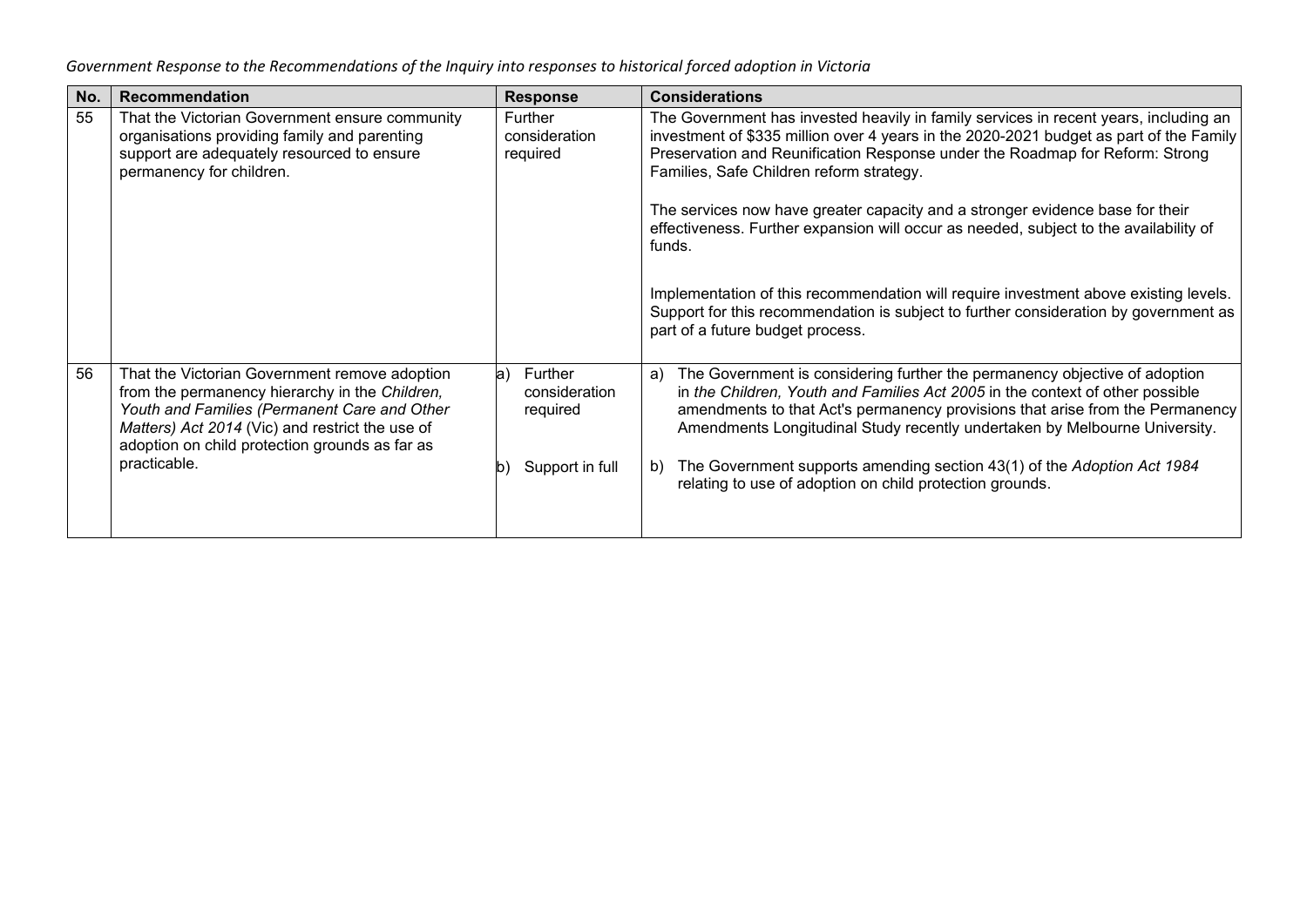| No. | Recommendation | Response | Considerations |
|---|---|---|---|
| 55 | That the Victorian Government ensure community organisations providing family and parenting support are adequately resourced to ensure permanency for children. | Further consideration required | The Government has invested heavily in family services in recent years, including an investment of $335 million over 4 years in the 2020-2021 budget as part of the Family Preservation and Reunification Response under the Roadmap for Reform: Strong Families, Safe Children reform strategy.<br><br>The services now have greater capacity and a stronger evidence base for their effectiveness. Further expansion will occur as needed, subject to the availability of funds.<br><br>Implementation of this recommendation will require investment above existing levels. Support for this recommendation is subject to further consideration by government as part of a future budget process. |
| 56 | That the Victorian Government remove adoption from the permanency hierarchy in the *Children, Youth and Families (Permanent Care and Other Matters) Act 2014* (Vic) and restrict the use of adoption on child protection grounds as far as practicable. | a) Further consideration required<br><br>b) Support in full | a) The Government is considering further the permanency objective of adoption in *the Children, Youth and Families Act 2005* in the context of other possible amendments to that Act's permanency provisions that arise from the Permanency Amendments Longitudinal Study recently undertaken by Melbourne University.<br><br>b) The Government supports amending section 43(1) of the *Adoption Act 1984* relating to use of adoption on child protection grounds. |